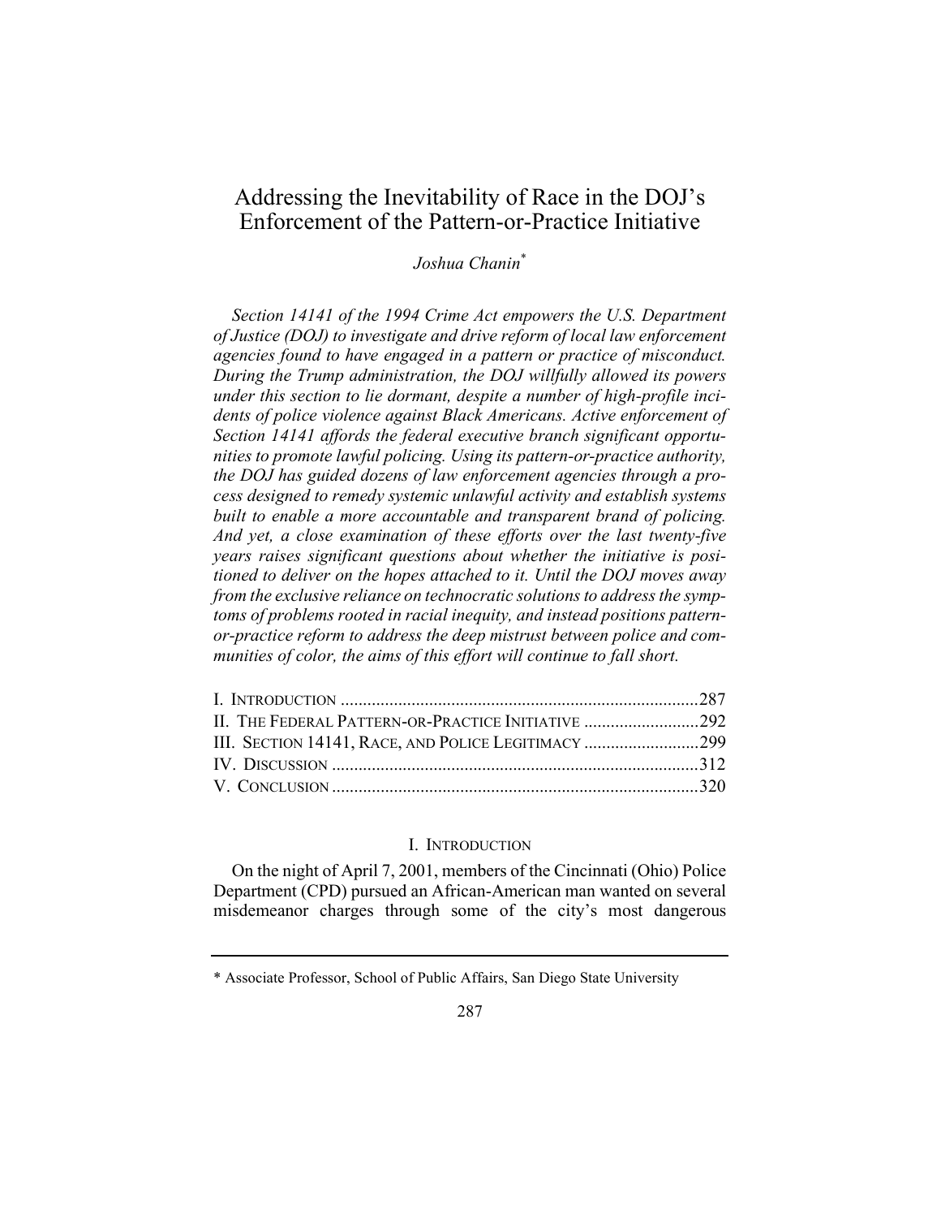# Addressing the Inevitability of Race in the DOJ's Enforcement of the Pattern-or-Practice Initiative

*Joshua Chanin*[*]

*Section 14141 of the 1994 Crime Act empowers the U.S. Department of Justice (DOJ) to investigate and drive reform of local law enforcement agencies found to have engaged in a pattern or practice of misconduct. During the Trump administration, the DOJ willfully allowed its powers under this section to lie dormant, despite a number of high-profile incidents of police violence against Black Americans. Active enforcement of Section 14141 affords the federal executive branch significant opportunities to promote lawful policing. Using its pattern-or-practice authority, the DOJ has guided dozens of law enforcement agencies through a process designed to remedy systemic unlawful activity and establish systems built to enable a more accountable and transparent brand of policing. And yet, a close examination of these efforts over the last twenty-five years raises significant questions about whether the initiative is positioned to deliver on the hopes attached to it. Until the DOJ moves away from the exclusive reliance on technocratic solutions to address the symptoms of problems rooted in racial inequity, and instead positions pattern-or-practice reform to address the deep mistrust between police and communities of color, the aims of this effort will continue to fall short.*

| | |
|---|---|
| I. INTRODUCTION | 287 |
| II. THE FEDERAL PATTERN-OR-PRACTICE INITIATIVE | 292 |
| III. SECTION 14141, RACE, AND POLICE LEGITIMACY | 299 |
| IV. DISCUSSION | 312 |
| V. CONCLUSION | 320 |

## I. INTRODUCTION

On the night of April 7, 2001, members of the Cincinnati (Ohio) Police Department (CPD) pursued an African-American man wanted on several misdemeanor charges through some of the city's most dangerous

[*] Associate Professor, School of Public Affairs, San Diego State University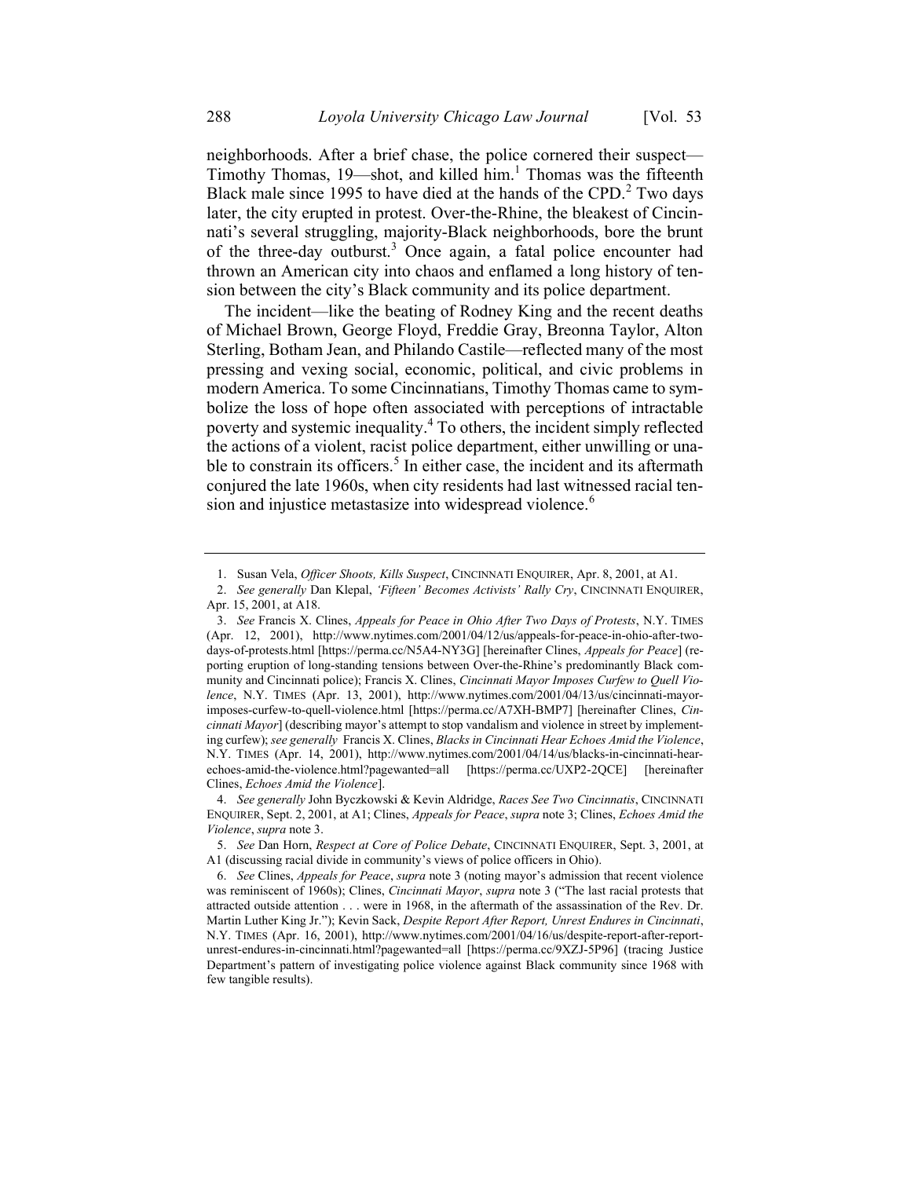neighborhoods. After a brief chase, the police cornered their suspect—Timothy Thomas, 19—shot, and killed him.[1] Thomas was the fifteenth Black male since 1995 to have died at the hands of the CPD.[2] Two days later, the city erupted in protest. Over-the-Rhine, the bleakest of Cincinnati's several struggling, majority-Black neighborhoods, bore the brunt of the three-day outburst.[3] Once again, a fatal police encounter had thrown an American city into chaos and enflamed a long history of tension between the city's Black community and its police department.

The incident—like the beating of Rodney King and the recent deaths of Michael Brown, George Floyd, Freddie Gray, Breonna Taylor, Alton Sterling, Botham Jean, and Philando Castile—reflected many of the most pressing and vexing social, economic, political, and civic problems in modern America. To some Cincinnatians, Timothy Thomas came to symbolize the loss of hope often associated with perceptions of intractable poverty and systemic inequality.[4] To others, the incident simply reflected the actions of a violent, racist police department, either unwilling or unable to constrain its officers.[5] In either case, the incident and its aftermath conjured the late 1960s, when city residents had last witnessed racial tension and injustice metastasize into widespread violence.[6]

---

1. Susan Vela, *Officer Shoots, Kills Suspect*, CINCINNATI ENQUIRER, Apr. 8, 2001, at A1.

2. *See generally* Dan Klepal, *'Fifteen' Becomes Activists' Rally Cry*, CINCINNATI ENQUIRER, Apr. 15, 2001, at A18.

3. *See* Francis X. Clines, *Appeals for Peace in Ohio After Two Days of Protests*, N.Y. TIMES (Apr. 12, 2001), http://www.nytimes.com/2001/04/12/us/appeals-for-peace-in-ohio-after-two-days-of-protests.html [https://perma.cc/N5A4-NY3G] [hereinafter Clines, *Appeals for Peace*] (reporting eruption of long-standing tensions between Over-the-Rhine's predominantly Black community and Cincinnati police); Francis X. Clines, *Cincinnati Mayor Imposes Curfew to Quell Violence*, N.Y. TIMES (Apr. 13, 2001), http://www.nytimes.com/2001/04/13/us/cincinnati-mayor-imposes-curfew-to-quell-violence.html [https://perma.cc/A7XH-BMP7] [hereinafter Clines, *Cincinnati Mayor*] (describing mayor's attempt to stop vandalism and violence in street by implementing curfew); *see generally* Francis X. Clines, *Blacks in Cincinnati Hear Echoes Amid the Violence*, N.Y. TIMES (Apr. 14, 2001), http://www.nytimes.com/2001/04/14/us/blacks-in-cincinnati-hear-echoes-amid-the-violence.html?pagewanted=all [https://perma.cc/UXP2-2QCE] [hereinafter Clines, *Echoes Amid the Violence*].

4. *See generally* John Byczkowski & Kevin Aldridge, *Races See Two Cincinnatis*, CINCINNATI ENQUIRER, Sept. 2, 2001, at A1; Clines, *Appeals for Peace*, *supra* note 3; Clines, *Echoes Amid the Violence*, *supra* note 3.

5. *See* Dan Horn, *Respect at Core of Police Debate*, CINCINNATI ENQUIRER, Sept. 3, 2001, at A1 (discussing racial divide in community's views of police officers in Ohio).

6. *See* Clines, *Appeals for Peace*, *supra* note 3 (noting mayor's admission that recent violence was reminiscent of 1960s); Clines, *Cincinnati Mayor*, *supra* note 3 ("The last racial protests that attracted outside attention . . . were in 1968, in the aftermath of the assassination of the Rev. Dr. Martin Luther King Jr."); Kevin Sack, *Despite Report After Report, Unrest Endures in Cincinnati*, N.Y. TIMES (Apr. 16, 2001), http://www.nytimes.com/2001/04/16/us/despite-report-after-report-unrest-endures-in-cincinnati.html?pagewanted=all [https://perma.cc/9XZJ-5P96] (tracing Justice Department's pattern of investigating police violence against Black community since 1968 with few tangible results).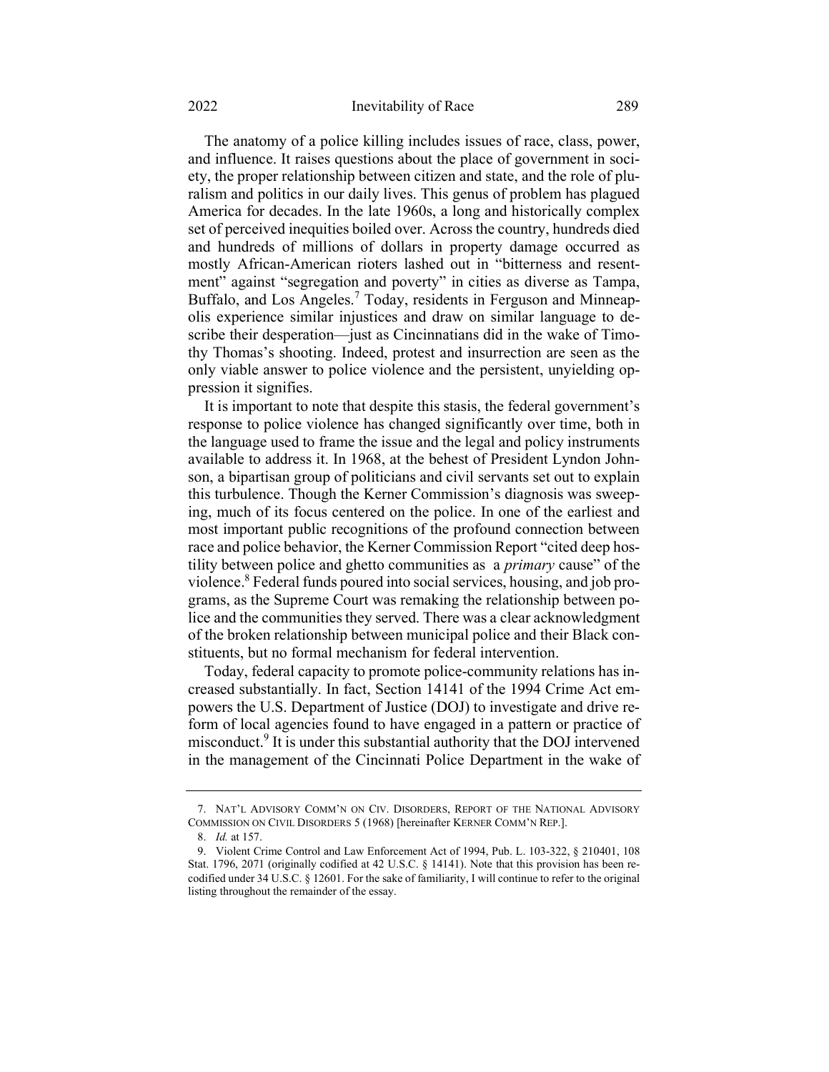The anatomy of a police killing includes issues of race, class, power, and influence. It raises questions about the place of government in society, the proper relationship between citizen and state, and the role of pluralism and politics in our daily lives. This genus of problem has plagued America for decades. In the late 1960s, a long and historically complex set of perceived inequities boiled over. Across the country, hundreds died and hundreds of millions of dollars in property damage occurred as mostly African-American rioters lashed out in "bitterness and resentment" against "segregation and poverty" in cities as diverse as Tampa, Buffalo, and Los Angeles.[7] Today, residents in Ferguson and Minneapolis experience similar injustices and draw on similar language to describe their desperation—just as Cincinnatians did in the wake of Timothy Thomas's shooting. Indeed, protest and insurrection are seen as the only viable answer to police violence and the persistent, unyielding oppression it signifies.

It is important to note that despite this stasis, the federal government's response to police violence has changed significantly over time, both in the language used to frame the issue and the legal and policy instruments available to address it. In 1968, at the behest of President Lyndon Johnson, a bipartisan group of politicians and civil servants set out to explain this turbulence. Though the Kerner Commission's diagnosis was sweeping, much of its focus centered on the police. In one of the earliest and most important public recognitions of the profound connection between race and police behavior, the Kerner Commission Report "cited deep hostility between police and ghetto communities as a *primary* cause" of the violence.[8] Federal funds poured into social services, housing, and job programs, as the Supreme Court was remaking the relationship between police and the communities they served. There was a clear acknowledgment of the broken relationship between municipal police and their Black constituents, but no formal mechanism for federal intervention.

Today, federal capacity to promote police-community relations has increased substantially. In fact, Section 14141 of the 1994 Crime Act empowers the U.S. Department of Justice (DOJ) to investigate and drive reform of local agencies found to have engaged in a pattern or practice of misconduct.[9] It is under this substantial authority that the DOJ intervened in the management of the Cincinnati Police Department in the wake of

---

7. NAT'L ADVISORY COMM'N ON CIV. DISORDERS, REPORT OF THE NATIONAL ADVISORY COMMISSION ON CIVIL DISORDERS 5 (1968) [hereinafter KERNER COMM'N REP.].

8. *Id.* at 157.

9. Violent Crime Control and Law Enforcement Act of 1994, Pub. L. 103-322, § 210401, 108 Stat. 1796, 2071 (originally codified at 42 U.S.C. § 14141). Note that this provision has been recodified under 34 U.S.C. § 12601. For the sake of familiarity, I will continue to refer to the original listing throughout the remainder of the essay.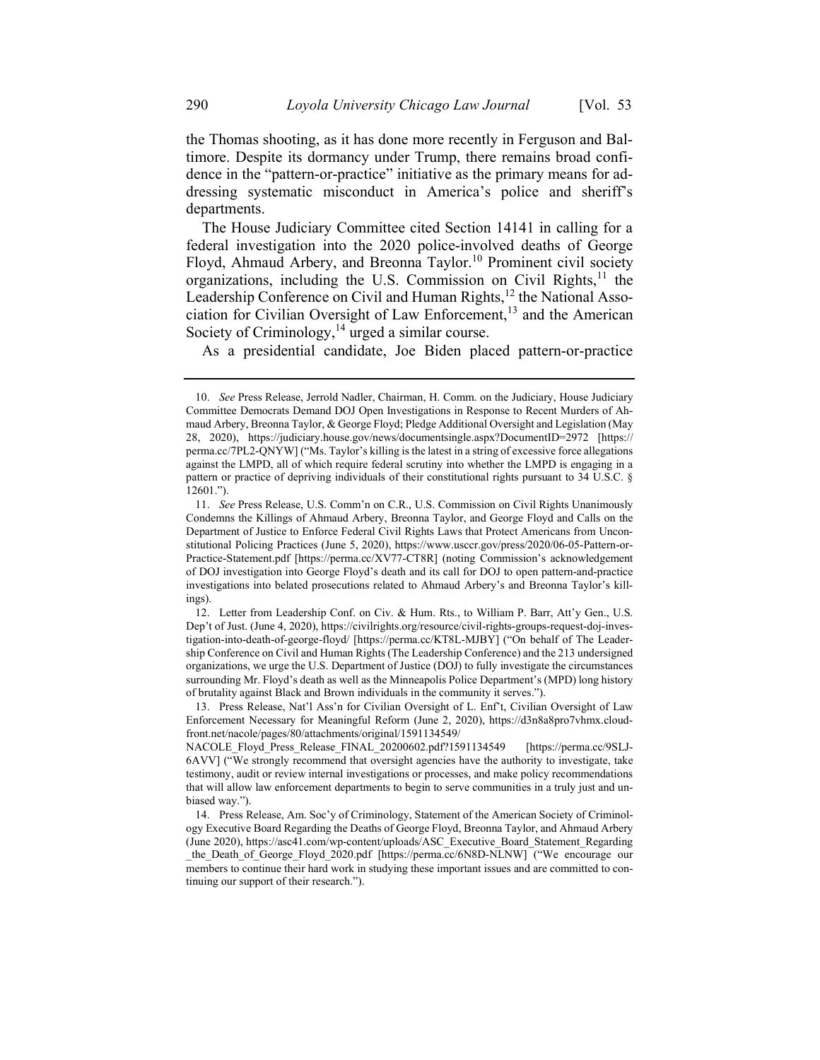the Thomas shooting, as it has done more recently in Ferguson and Baltimore. Despite its dormancy under Trump, there remains broad confidence in the "pattern-or-practice" initiative as the primary means for addressing systematic misconduct in America's police and sheriff's departments.

The House Judiciary Committee cited Section 14141 in calling for a federal investigation into the 2020 police-involved deaths of George Floyd, Ahmaud Arbery, and Breonna Taylor.[10] Prominent civil society organizations, including the U.S. Commission on Civil Rights,[11] the Leadership Conference on Civil and Human Rights,[12] the National Association for Civilian Oversight of Law Enforcement,[13] and the American Society of Criminology,[14] urged a similar course.

As a presidential candidate, Joe Biden placed pattern-or-practice

---

10. *See* Press Release, Jerrold Nadler, Chairman, H. Comm. on the Judiciary, House Judiciary Committee Democrats Demand DOJ Open Investigations in Response to Recent Murders of Ahmaud Arbery, Breonna Taylor, & George Floyd; Pledge Additional Oversight and Legislation (May 28, 2020), https://judiciary.house.gov/news/documentsingle.aspx?DocumentID=2972 [https://perma.cc/7PL2-QNYW] ("Ms. Taylor's killing is the latest in a string of excessive force allegations against the LMPD, all of which require federal scrutiny into whether the LMPD is engaging in a pattern or practice of depriving individuals of their constitutional rights pursuant to 34 U.S.C. § 12601.").

11. *See* Press Release, U.S. Comm'n on C.R., U.S. Commission on Civil Rights Unanimously Condemns the Killings of Ahmaud Arbery, Breonna Taylor, and George Floyd and Calls on the Department of Justice to Enforce Federal Civil Rights Laws that Protect Americans from Unconstitutional Policing Practices (June 5, 2020), https://www.usccr.gov/press/2020/06-05-Pattern-or-Practice-Statement.pdf [https://perma.cc/XV77-CT8R] (noting Commission's acknowledgement of DOJ investigation into George Floyd's death and its call for DOJ to open pattern-and-practice investigations into belated prosecutions related to Ahmaud Arbery's and Breonna Taylor's killings).

12. Letter from Leadership Conf. on Civ. & Hum. Rts., to William P. Barr, Att'y Gen., U.S. Dep't of Just. (June 4, 2020), https://civilrights.org/resource/civil-rights-groups-request-doj-investigation-into-death-of-george-floyd/ [https://perma.cc/KT8L-MJBY] ("On behalf of The Leadership Conference on Civil and Human Rights (The Leadership Conference) and the 213 undersigned organizations, we urge the U.S. Department of Justice (DOJ) to fully investigate the circumstances surrounding Mr. Floyd's death as well as the Minneapolis Police Department's (MPD) long history of brutality against Black and Brown individuals in the community it serves.").

13. Press Release, Nat'l Ass'n for Civilian Oversight of L. Enf't, Civilian Oversight of Law Enforcement Necessary for Meaningful Reform (June 2, 2020), https://d3n8a8pro7vhmx.cloudfront.net/nacole/pages/80/attachments/original/1591134549/NACOLE_Floyd_Press_Release_FINAL_20200602.pdf?1591134549 [https://perma.cc/9SLJ-6AVV] ("We strongly recommend that oversight agencies have the authority to investigate, take testimony, audit or review internal investigations or processes, and make policy recommendations that will allow law enforcement departments to begin to serve communities in a truly just and unbiased way.").

14. Press Release, Am. Soc'y of Criminology, Statement of the American Society of Criminology Executive Board Regarding the Deaths of George Floyd, Breonna Taylor, and Ahmaud Arbery (June 2020), https://asc41.com/wp-content/uploads/ASC_Executive_Board_Statement_Regarding_the_Death_of_George_Floyd_2020.pdf [https://perma.cc/6N8D-NLNW] ("We encourage our members to continue their hard work in studying these important issues and are committed to continuing our support of their research.").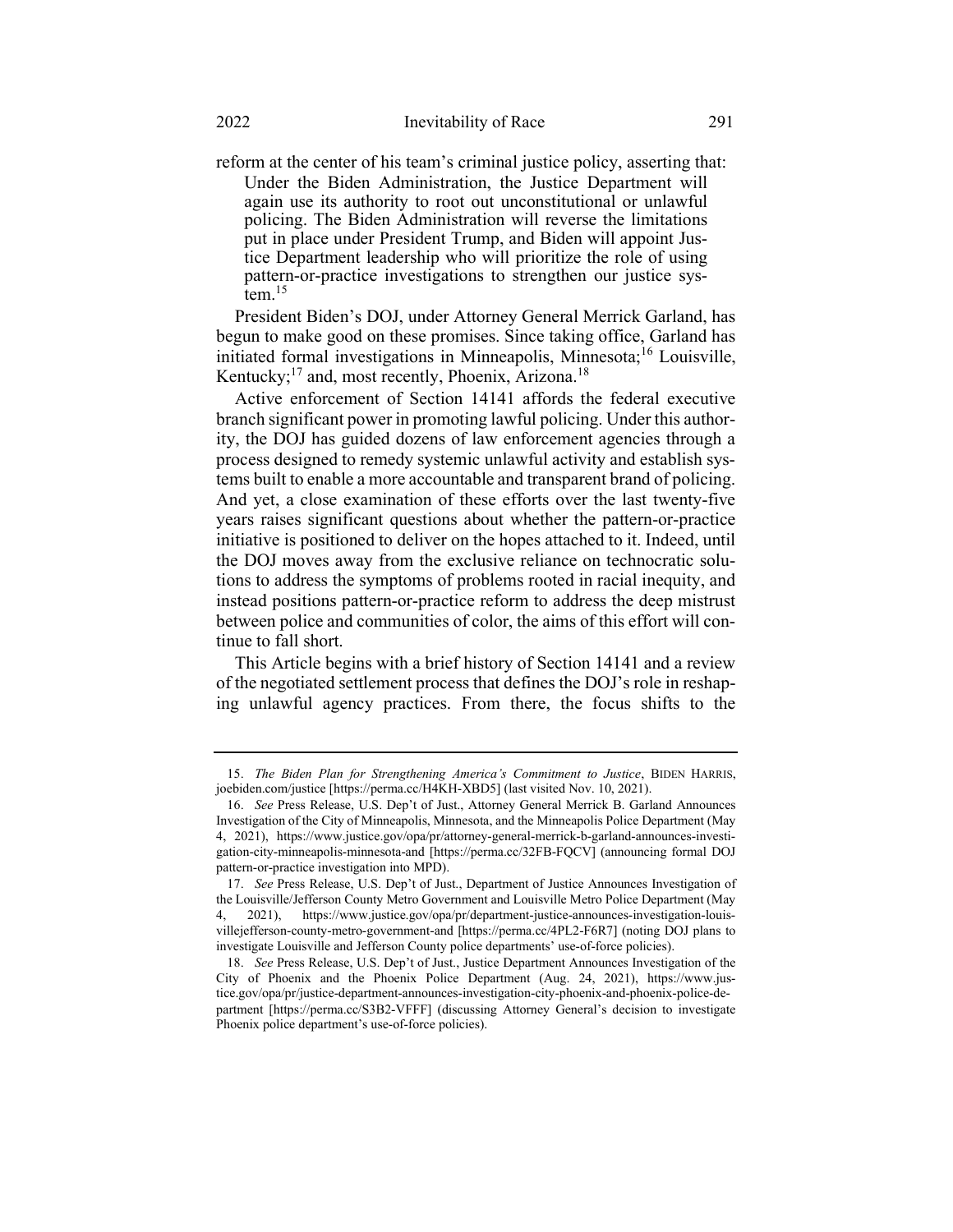reform at the center of his team's criminal justice policy, asserting that:

> Under the Biden Administration, the Justice Department will again use its authority to root out unconstitutional or unlawful policing. The Biden Administration will reverse the limitations put in place under President Trump, and Biden will appoint Justice Department leadership who will prioritize the role of using pattern-or-practice investigations to strengthen our justice system.[15]

President Biden's DOJ, under Attorney General Merrick Garland, has begun to make good on these promises. Since taking office, Garland has initiated formal investigations in Minneapolis, Minnesota;[16] Louisville, Kentucky;[17] and, most recently, Phoenix, Arizona.[18]

Active enforcement of Section 14141 affords the federal executive branch significant power in promoting lawful policing. Under this authority, the DOJ has guided dozens of law enforcement agencies through a process designed to remedy systemic unlawful activity and establish systems built to enable a more accountable and transparent brand of policing. And yet, a close examination of these efforts over the last twenty-five years raises significant questions about whether the pattern-or-practice initiative is positioned to deliver on the hopes attached to it. Indeed, until the DOJ moves away from the exclusive reliance on technocratic solutions to address the symptoms of problems rooted in racial inequity, and instead positions pattern-or-practice reform to address the deep mistrust between police and communities of color, the aims of this effort will continue to fall short.

This Article begins with a brief history of Section 14141 and a review of the negotiated settlement process that defines the DOJ's role in reshaping unlawful agency practices. From there, the focus shifts to the

---

15. *The Biden Plan for Strengthening America's Commitment to Justice*, BIDEN HARRIS, joebiden.com/justice [https://perma.cc/H4KH-XBD5] (last visited Nov. 10, 2021).

16. *See* Press Release, U.S. Dep't of Just., Attorney General Merrick B. Garland Announces Investigation of the City of Minneapolis, Minnesota, and the Minneapolis Police Department (May 4, 2021), https://www.justice.gov/opa/pr/attorney-general-merrick-b-garland-announces-investigation-city-minneapolis-minnesota-and [https://perma.cc/32FB-FQCV] (announcing formal DOJ pattern-or-practice investigation into MPD).

17. *See* Press Release, U.S. Dep't of Just., Department of Justice Announces Investigation of the Louisville/Jefferson County Metro Government and Louisville Metro Police Department (May 4, 2021), https://www.justice.gov/opa/pr/department-justice-announces-investigation-louisvillejefferson-county-metro-government-and [https://perma.cc/4PL2-F6R7] (noting DOJ plans to investigate Louisville and Jefferson County police departments' use-of-force policies).

18. *See* Press Release, U.S. Dep't of Just., Justice Department Announces Investigation of the City of Phoenix and the Phoenix Police Department (Aug. 24, 2021), https://www.justice.gov/opa/pr/justice-department-announces-investigation-city-phoenix-and-phoenix-police-department [https://perma.cc/S3B2-VFFF] (discussing Attorney General's decision to investigate Phoenix police department's use-of-force policies).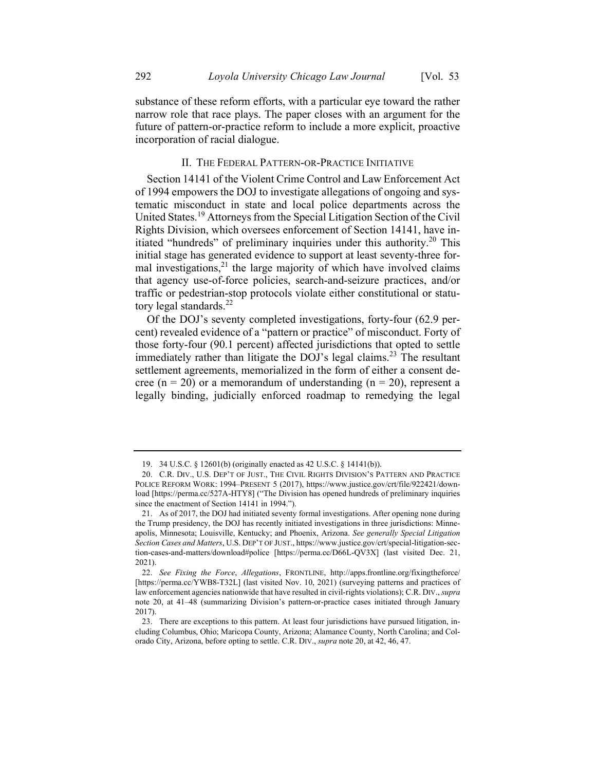substance of these reform efforts, with a particular eye toward the rather narrow role that race plays. The paper closes with an argument for the future of pattern-or-practice reform to include a more explicit, proactive incorporation of racial dialogue.

## II. The Federal Pattern-or-Practice Initiative

Section 14141 of the Violent Crime Control and Law Enforcement Act of 1994 empowers the DOJ to investigate allegations of ongoing and systematic misconduct in state and local police departments across the United States.[19] Attorneys from the Special Litigation Section of the Civil Rights Division, which oversees enforcement of Section 14141, have initiated "hundreds" of preliminary inquiries under this authority.[20] This initial stage has generated evidence to support at least seventy-three formal investigations,[21] the large majority of which have involved claims that agency use-of-force policies, search-and-seizure practices, and/or traffic or pedestrian-stop protocols violate either constitutional or statutory legal standards.[22]

Of the DOJ's seventy completed investigations, forty-four (62.9 percent) revealed evidence of a "pattern or practice" of misconduct. Forty of those forty-four (90.1 percent) affected jurisdictions that opted to settle immediately rather than litigate the DOJ's legal claims.[23] The resultant settlement agreements, memorialized in the form of either a consent decree (n = 20) or a memorandum of understanding (n = 20), represent a legally binding, judicially enforced roadmap to remedying the legal

---

19. 34 U.S.C. § 12601(b) (originally enacted as 42 U.S.C. § 14141(b)).

20. C.R. Div., U.S. Dep't of Just., The Civil Rights Division's Pattern and Practice Police Reform Work: 1994–Present 5 (2017), https://www.justice.gov/crt/file/922421/download [https://perma.cc/527A-HTY8] ("The Division has opened hundreds of preliminary inquiries since the enactment of Section 14141 in 1994.").

21. As of 2017, the DOJ had initiated seventy formal investigations. After opening none during the Trump presidency, the DOJ has recently initiated investigations in three jurisdictions: Minneapolis, Minnesota; Louisville, Kentucky; and Phoenix, Arizona. *See generally Special Litigation Section Cases and Matters*, U.S. Dep't of Just., https://www.justice.gov/crt/special-litigation-section-cases-and-matters/download#police [https://perma.cc/D66L-QV3X] (last visited Dec. 21, 2021).

22. *See Fixing the Force*, *Allegations*, Frontline, http://apps.frontline.org/fixingtheforce/ [https://perma.cc/YWB8-T32L] (last visited Nov. 10, 2021) (surveying patterns and practices of law enforcement agencies nationwide that have resulted in civil-rights violations); C.R. Div., *supra* note 20, at 41–48 (summarizing Division's pattern-or-practice cases initiated through January 2017).

23. There are exceptions to this pattern. At least four jurisdictions have pursued litigation, including Columbus, Ohio; Maricopa County, Arizona; Alamance County, North Carolina; and Colorado City, Arizona, before opting to settle. C.R. Div., *supra* note 20, at 42, 46, 47.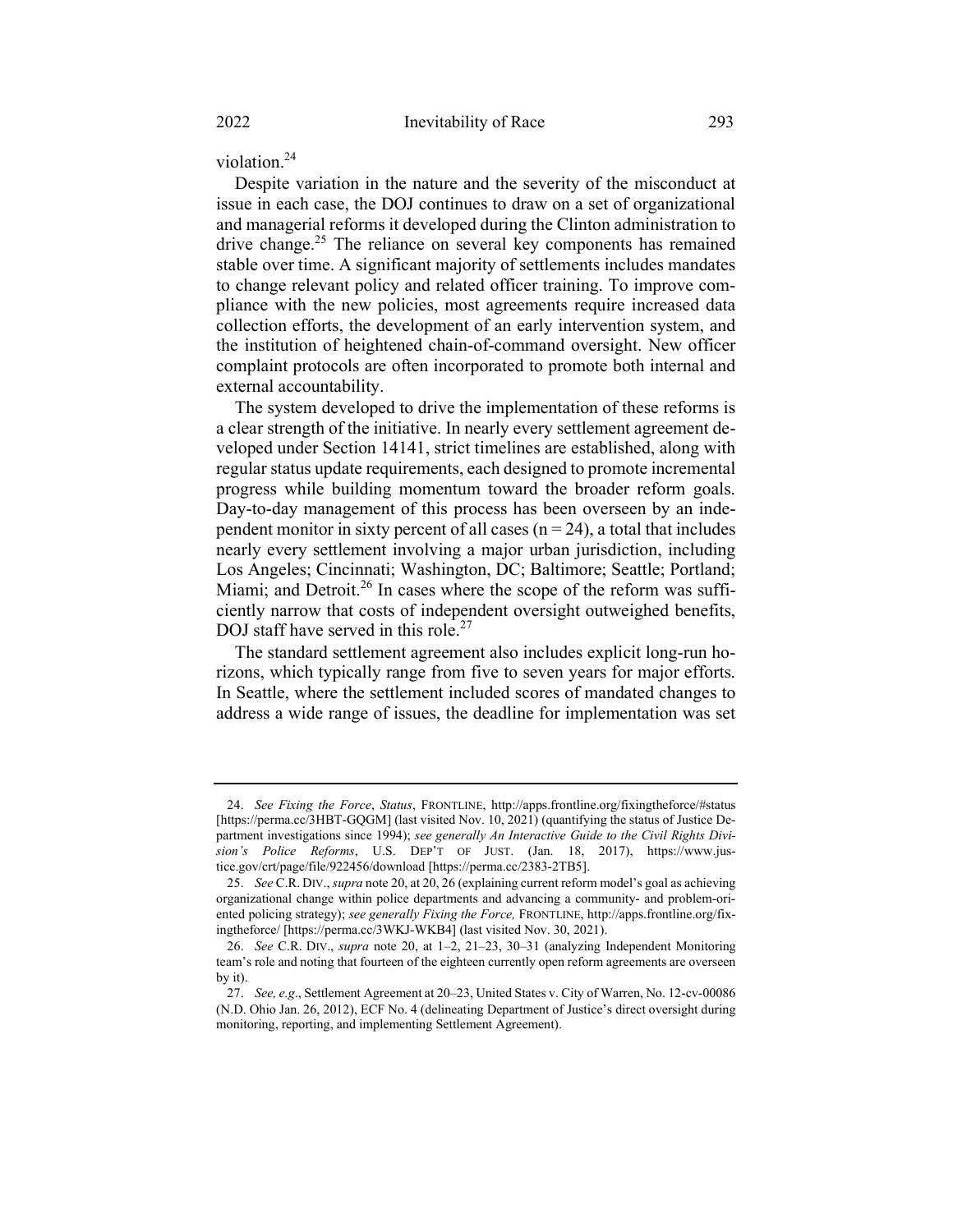violation.[24]

Despite variation in the nature and the severity of the misconduct at issue in each case, the DOJ continues to draw on a set of organizational and managerial reforms it developed during the Clinton administration to drive change.[25] The reliance on several key components has remained stable over time. A significant majority of settlements includes mandates to change relevant policy and related officer training. To improve compliance with the new policies, most agreements require increased data collection efforts, the development of an early intervention system, and the institution of heightened chain-of-command oversight. New officer complaint protocols are often incorporated to promote both internal and external accountability.

The system developed to drive the implementation of these reforms is a clear strength of the initiative. In nearly every settlement agreement developed under Section 14141, strict timelines are established, along with regular status update requirements, each designed to promote incremental progress while building momentum toward the broader reform goals. Day-to-day management of this process has been overseen by an independent monitor in sixty percent of all cases (n = 24), a total that includes nearly every settlement involving a major urban jurisdiction, including Los Angeles; Cincinnati; Washington, DC; Baltimore; Seattle; Portland; Miami; and Detroit.[26] In cases where the scope of the reform was sufficiently narrow that costs of independent oversight outweighed benefits, DOJ staff have served in this role.[27]

The standard settlement agreement also includes explicit long-run horizons, which typically range from five to seven years for major efforts. In Seattle, where the settlement included scores of mandated changes to address a wide range of issues, the deadline for implementation was set

---

24. *See Fixing the Force*, *Status*, FRONTLINE, http://apps.frontline.org/fixingtheforce/#status [https://perma.cc/3HBT-GQGM] (last visited Nov. 10, 2021) (quantifying the status of Justice Department investigations since 1994); *see generally An Interactive Guide to the Civil Rights Division's Police Reforms*, U.S. DEP'T OF JUST. (Jan. 18, 2017), https://www.justice.gov/crt/page/file/922456/download [https://perma.cc/2383-2TB5].

25. *See* C.R. DIV., *supra* note 20, at 20, 26 (explaining current reform model's goal as achieving organizational change within police departments and advancing a community- and problem-oriented policing strategy); *see generally Fixing the Force,* FRONTLINE, http://apps.frontline.org/fixingtheforce/ [https://perma.cc/3WKJ-WKB4] (last visited Nov. 30, 2021).

26. *See* C.R. DIV., *supra* note 20, at 1–2, 21–23, 30–31 (analyzing Independent Monitoring team's role and noting that fourteen of the eighteen currently open reform agreements are overseen by it).

27. *See, e.g*., Settlement Agreement at 20–23, United States v. City of Warren, No. 12-cv-00086 (N.D. Ohio Jan. 26, 2012), ECF No. 4 (delineating Department of Justice's direct oversight during monitoring, reporting, and implementing Settlement Agreement).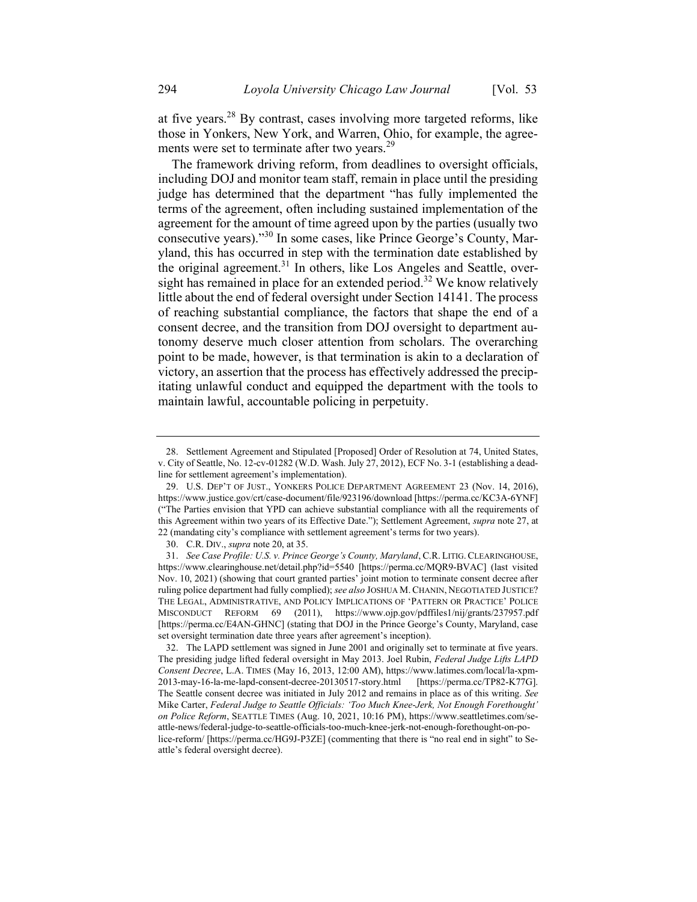at five years.[28] By contrast, cases involving more targeted reforms, like those in Yonkers, New York, and Warren, Ohio, for example, the agreements were set to terminate after two years.[29]

The framework driving reform, from deadlines to oversight officials, including DOJ and monitor team staff, remain in place until the presiding judge has determined that the department "has fully implemented the terms of the agreement, often including sustained implementation of the agreement for the amount of time agreed upon by the parties (usually two consecutive years)."[30] In some cases, like Prince George's County, Maryland, this has occurred in step with the termination date established by the original agreement.[31] In others, like Los Angeles and Seattle, oversight has remained in place for an extended period.[32] We know relatively little about the end of federal oversight under Section 14141. The process of reaching substantial compliance, the factors that shape the end of a consent decree, and the transition from DOJ oversight to department autonomy deserve much closer attention from scholars. The overarching point to be made, however, is that termination is akin to a declaration of victory, an assertion that the process has effectively addressed the precipitating unlawful conduct and equipped the department with the tools to maintain lawful, accountable policing in perpetuity.

---

28. Settlement Agreement and Stipulated [Proposed] Order of Resolution at 74, United States, v. City of Seattle, No. 12-cv-01282 (W.D. Wash. July 27, 2012), ECF No. 3-1 (establishing a deadline for settlement agreement's implementation).

29. U.S. DEP'T OF JUST., YONKERS POLICE DEPARTMENT AGREEMENT 23 (Nov. 14, 2016), https://www.justice.gov/crt/case-document/file/923196/download [https://perma.cc/KC3A-6YNF] ("The Parties envision that YPD can achieve substantial compliance with all the requirements of this Agreement within two years of its Effective Date."); Settlement Agreement, *supra* note 27, at 22 (mandating city's compliance with settlement agreement's terms for two years).

30. C.R. DIV., *supra* note 20, at 35.

31. *See Case Profile: U.S. v. Prince George's County, Maryland*, C.R. LITIG. CLEARINGHOUSE, https://www.clearinghouse.net/detail.php?id=5540 [https://perma.cc/MQR9-BVAC] (last visited Nov. 10, 2021) (showing that court granted parties' joint motion to terminate consent decree after ruling police department had fully complied); *see also* JOSHUA M. CHANIN, NEGOTIATED JUSTICE? THE LEGAL, ADMINISTRATIVE, AND POLICY IMPLICATIONS OF 'PATTERN OR PRACTICE' POLICE MISCONDUCT REFORM 69 (2011), https://www.ojp.gov/pdffiles1/nij/grants/237957.pdf [https://perma.cc/E4AN-GHNC] (stating that DOJ in the Prince George's County, Maryland, case set oversight termination date three years after agreement's inception).

32. The LAPD settlement was signed in June 2001 and originally set to terminate at five years. The presiding judge lifted federal oversight in May 2013. Joel Rubin, *Federal Judge Lifts LAPD Consent Decree*, L.A. TIMES (May 16, 2013, 12:00 AM), https://www.latimes.com/local/la-xpm-2013-may-16-la-me-lapd-consent-decree-20130517-story.html [https://perma.cc/TP82-K77G]. The Seattle consent decree was initiated in July 2012 and remains in place as of this writing. *See* Mike Carter, *Federal Judge to Seattle Officials: 'Too Much Knee-Jerk, Not Enough Forethought' on Police Reform*, SEATTLE TIMES (Aug. 10, 2021, 10:16 PM), https://www.seattletimes.com/seattle-news/federal-judge-to-seattle-officials-too-much-knee-jerk-not-enough-forethought-on-police-reform/ [https://perma.cc/HG9J-P3ZE] (commenting that there is "no real end in sight" to Seattle's federal oversight decree).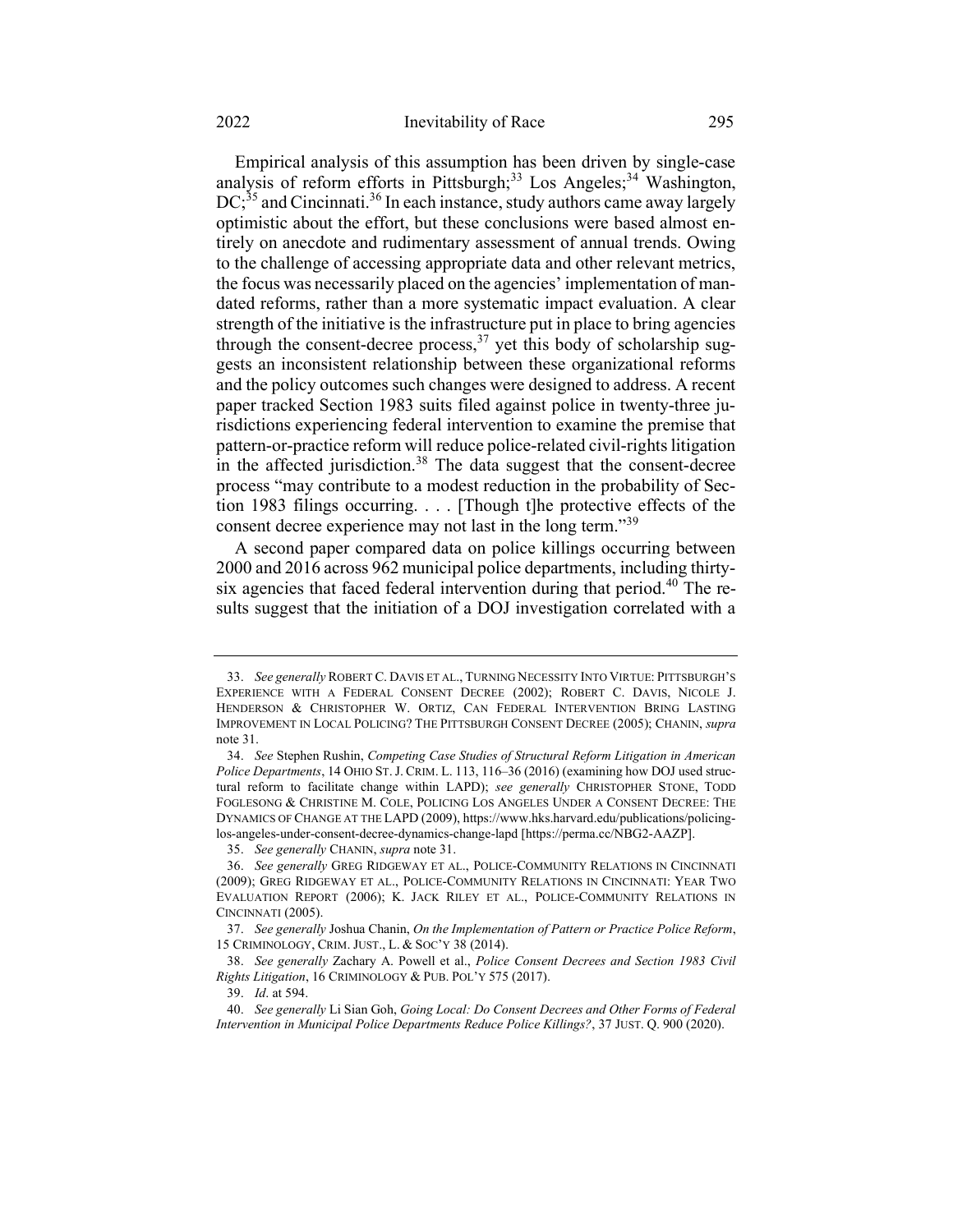Empirical analysis of this assumption has been driven by single-case analysis of reform efforts in Pittsburgh;[33] Los Angeles;[34] Washington, DC;[35] and Cincinnati.[36] In each instance, study authors came away largely optimistic about the effort, but these conclusions were based almost entirely on anecdote and rudimentary assessment of annual trends. Owing to the challenge of accessing appropriate data and other relevant metrics, the focus was necessarily placed on the agencies' implementation of mandated reforms, rather than a more systematic impact evaluation. A clear strength of the initiative is the infrastructure put in place to bring agencies through the consent-decree process,[37] yet this body of scholarship suggests an inconsistent relationship between these organizational reforms and the policy outcomes such changes were designed to address. A recent paper tracked Section 1983 suits filed against police in twenty-three jurisdictions experiencing federal intervention to examine the premise that pattern-or-practice reform will reduce police-related civil-rights litigation in the affected jurisdiction.[38] The data suggest that the consent-decree process "may contribute to a modest reduction in the probability of Section 1983 filings occurring. . . . [Though t]he protective effects of the consent decree experience may not last in the long term."[39]

A second paper compared data on police killings occurring between 2000 and 2016 across 962 municipal police departments, including thirty-six agencies that faced federal intervention during that period.[40] The results suggest that the initiation of a DOJ investigation correlated with a

---

33. *See generally* ROBERT C. DAVIS ET AL., TURNING NECESSITY INTO VIRTUE: PITTSBURGH'S EXPERIENCE WITH A FEDERAL CONSENT DECREE (2002); ROBERT C. DAVIS, NICOLE J. HENDERSON & CHRISTOPHER W. ORTIZ, CAN FEDERAL INTERVENTION BRING LASTING IMPROVEMENT IN LOCAL POLICING? THE PITTSBURGH CONSENT DECREE (2005); CHANIN, *supra* note 31.

34. *See* Stephen Rushin, *Competing Case Studies of Structural Reform Litigation in American Police Departments*, 14 OHIO ST. J. CRIM. L. 113, 116–36 (2016) (examining how DOJ used structural reform to facilitate change within LAPD); *see generally* CHRISTOPHER STONE, TODD FOGLESONG & CHRISTINE M. COLE, POLICING LOS ANGELES UNDER A CONSENT DECREE: THE DYNAMICS OF CHANGE AT THE LAPD (2009), https://www.hks.harvard.edu/publications/policing-los-angeles-under-consent-decree-dynamics-change-lapd [https://perma.cc/NBG2-AAZP].

35. *See generally* CHANIN, *supra* note 31.

36. *See generally* GREG RIDGEWAY ET AL., POLICE-COMMUNITY RELATIONS IN CINCINNATI (2009); GREG RIDGEWAY ET AL., POLICE-COMMUNITY RELATIONS IN CINCINNATI: YEAR TWO EVALUATION REPORT (2006); K. JACK RILEY ET AL., POLICE-COMMUNITY RELATIONS IN CINCINNATI (2005).

37. *See generally* Joshua Chanin, *On the Implementation of Pattern or Practice Police Reform*, 15 CRIMINOLOGY, CRIM. JUST., L. & SOC'Y 38 (2014).

38. *See generally* Zachary A. Powell et al., *Police Consent Decrees and Section 1983 Civil Rights Litigation*, 16 CRIMINOLOGY & PUB. POL'Y 575 (2017).

39. *Id*. at 594.

40. *See generally* Li Sian Goh, *Going Local: Do Consent Decrees and Other Forms of Federal Intervention in Municipal Police Departments Reduce Police Killings?*, 37 JUST. Q. 900 (2020).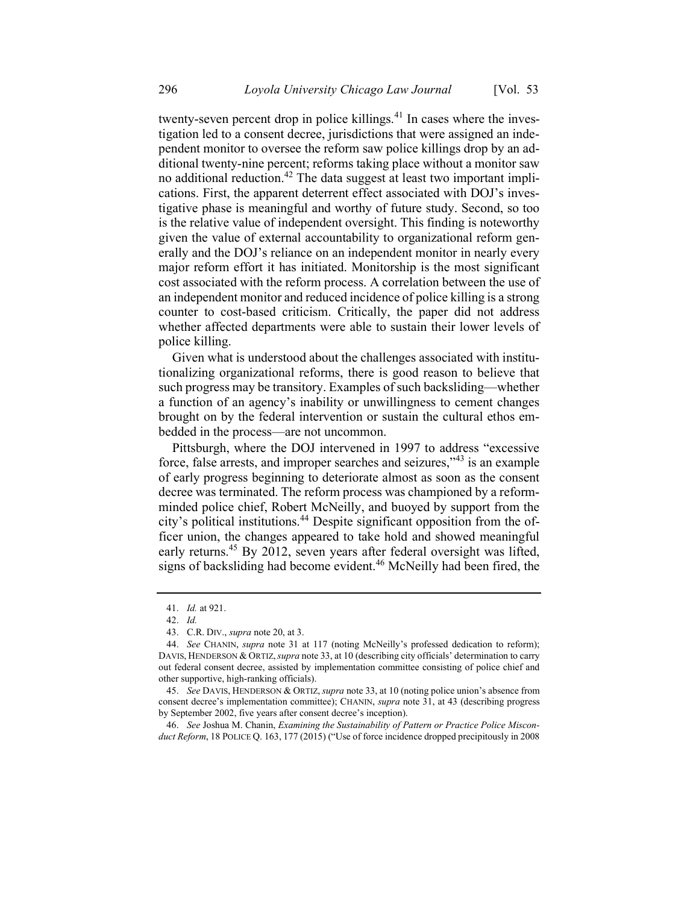twenty-seven percent drop in police killings.[41] In cases where the investigation led to a consent decree, jurisdictions that were assigned an independent monitor to oversee the reform saw police killings drop by an additional twenty-nine percent; reforms taking place without a monitor saw no additional reduction.[42] The data suggest at least two important implications. First, the apparent deterrent effect associated with DOJ's investigative phase is meaningful and worthy of future study. Second, so too is the relative value of independent oversight. This finding is noteworthy given the value of external accountability to organizational reform generally and the DOJ's reliance on an independent monitor in nearly every major reform effort it has initiated. Monitorship is the most significant cost associated with the reform process. A correlation between the use of an independent monitor and reduced incidence of police killing is a strong counter to cost-based criticism. Critically, the paper did not address whether affected departments were able to sustain their lower levels of police killing.

Given what is understood about the challenges associated with institutionalizing organizational reforms, there is good reason to believe that such progress may be transitory. Examples of such backsliding—whether a function of an agency's inability or unwillingness to cement changes brought on by the federal intervention or sustain the cultural ethos embedded in the process—are not uncommon.

Pittsburgh, where the DOJ intervened in 1997 to address "excessive force, false arrests, and improper searches and seizures,"[43] is an example of early progress beginning to deteriorate almost as soon as the consent decree was terminated. The reform process was championed by a reform-minded police chief, Robert McNeilly, and buoyed by support from the city's political institutions.[44] Despite significant opposition from the officer union, the changes appeared to take hold and showed meaningful early returns.[45] By 2012, seven years after federal oversight was lifted, signs of backsliding had become evident.[46] McNeilly had been fired, the

---

41. *Id.* at 921.

42. *Id.*

43. C.R. DIV., *supra* note 20, at 3.

44. *See* CHANIN, *supra* note 31 at 117 (noting McNeilly's professed dedication to reform); DAVIS, HENDERSON & ORTIZ, *supra* note 33, at 10 (describing city officials' determination to carry out federal consent decree, assisted by implementation committee consisting of police chief and other supportive, high-ranking officials).

45. *See* DAVIS, HENDERSON & ORTIZ, *supra* note 33, at 10 (noting police union's absence from consent decree's implementation committee); CHANIN, *supra* note 31, at 43 (describing progress by September 2002, five years after consent decree's inception).

46. *See* Joshua M. Chanin, *Examining the Sustainability of Pattern or Practice Police Misconduct Reform*, 18 POLICE Q. 163, 177 (2015) ("Use of force incidence dropped precipitously in 2008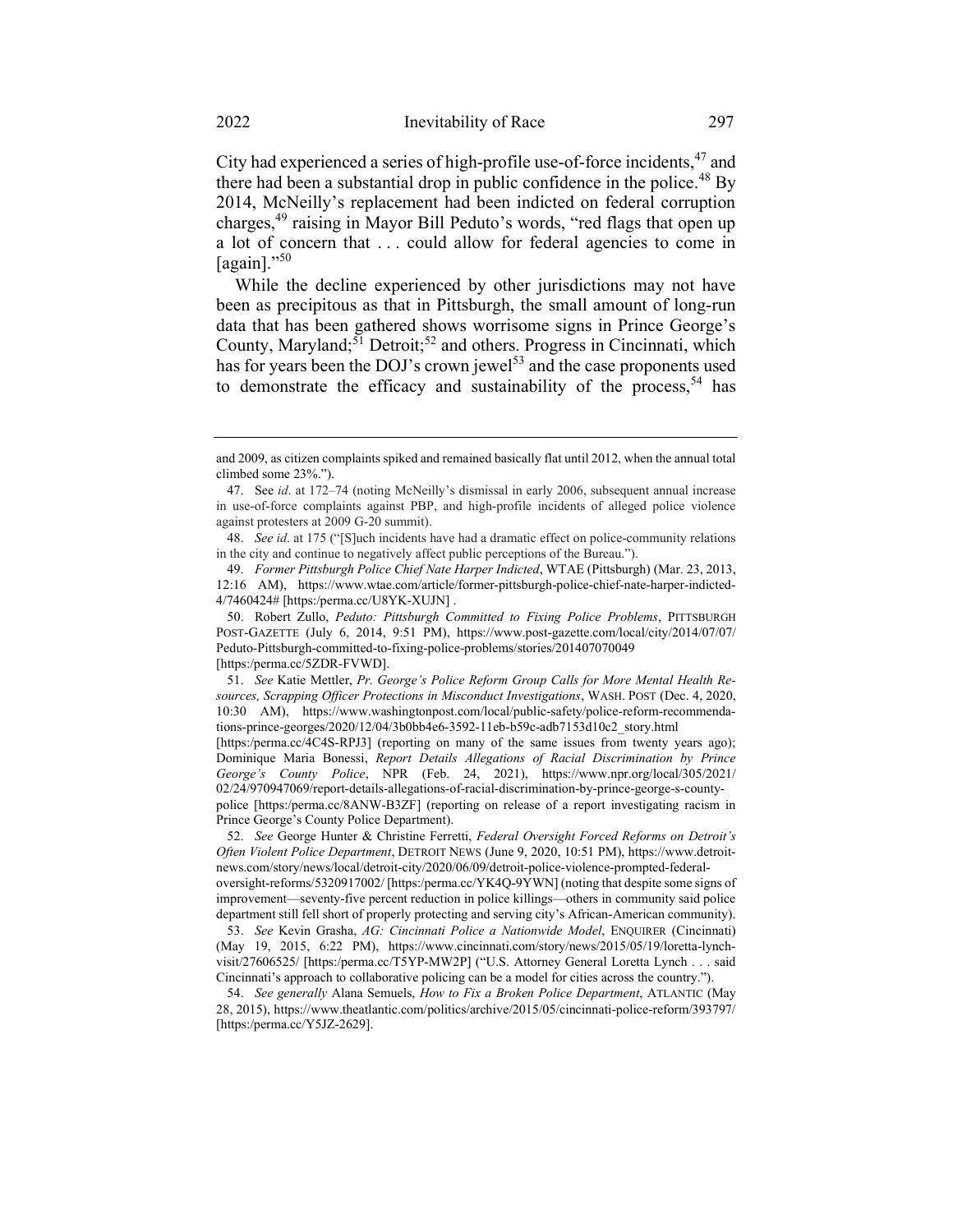City had experienced a series of high-profile use-of-force incidents,[47] and there had been a substantial drop in public confidence in the police.[48] By 2014, McNeilly's replacement had been indicted on federal corruption charges,[49] raising in Mayor Bill Peduto's words, "red flags that open up a lot of concern that . . . could allow for federal agencies to come in [again]."[50]

While the decline experienced by other jurisdictions may not have been as precipitous as that in Pittsburgh, the small amount of long-run data that has been gathered shows worrisome signs in Prince George's County, Maryland;[51] Detroit;[52] and others. Progress in Cincinnati, which has for years been the DOJ's crown jewel[53] and the case proponents used to demonstrate the efficacy and sustainability of the process,[54] has

---

and 2009, as citizen complaints spiked and remained basically flat until 2012, when the annual total climbed some 23%.").

47. See *id*. at 172–74 (noting McNeilly's dismissal in early 2006, subsequent annual increase in use-of-force complaints against PBP, and high-profile incidents of alleged police violence against protesters at 2009 G-20 summit).

48. *See id*. at 175 ("[S]uch incidents have had a dramatic effect on police-community relations in the city and continue to negatively affect public perceptions of the Bureau.").

49. *Former Pittsburgh Police Chief Nate Harper Indicted*, WTAE (Pittsburgh) (Mar. 23, 2013, 12:16 AM), https://www.wtae.com/article/former-pittsburgh-police-chief-nate-harper-indicted-4/7460424# [https:/perma.cc/U8YK-XUJN] .

50. Robert Zullo, *Peduto: Pittsburgh Committed to Fixing Police Problems*, PITTSBURGH POST-GAZETTE (July 6, 2014, 9:51 PM), https://www.post-gazette.com/local/city/2014/07/07/Peduto-Pittsburgh-committed-to-fixing-police-problems/stories/201407070049 [https:/perma.cc/5ZDR-FVWD].

51. *See* Katie Mettler, *Pr. George's Police Reform Group Calls for More Mental Health Resources, Scrapping Officer Protections in Misconduct Investigations*, WASH. POST (Dec. 4, 2020, 10:30 AM), https://www.washingtonpost.com/local/public-safety/police-reform-recommendations-prince-georges/2020/12/04/3b0bb4e6-3592-11eb-b59c-adb7153d10c2_story.html [https:/perma.cc/4C4S-RPJ3] (reporting on many of the same issues from twenty years ago); Dominique Maria Bonessi, *Report Details Allegations of Racial Discrimination by Prince George's County Police*, NPR (Feb. 24, 2021), https://www.npr.org/local/305/2021/02/24/970947069/report-details-allegations-of-racial-discrimination-by-prince-george-s-county-police [https:/perma.cc/8ANW-B3ZF] (reporting on release of a report investigating racism in Prince George's County Police Department).

52. *See* George Hunter & Christine Ferretti, *Federal Oversight Forced Reforms on Detroit's Often Violent Police Department*, DETROIT NEWS (June 9, 2020, 10:51 PM), https://www.detroitnews.com/story/news/local/detroit-city/2020/06/09/detroit-police-violence-prompted-federal-oversight-reforms/5320917002/ [https:/perma.cc/YK4Q-9YWN] (noting that despite some signs of improvement—seventy-five percent reduction in police killings—others in community said police department still fell short of properly protecting and serving city's African-American community).

53. *See* Kevin Grasha, *AG: Cincinnati Police a Nationwide Model*, ENQUIRER (Cincinnati) (May 19, 2015, 6:22 PM), https://www.cincinnati.com/story/news/2015/05/19/loretta-lynch-visit/27606525/ [https:/perma.cc/T5YP-MW2P] ("U.S. Attorney General Loretta Lynch . . . said Cincinnati's approach to collaborative policing can be a model for cities across the country.").

54. *See generally* Alana Semuels, *How to Fix a Broken Police Department*, ATLANTIC (May 28, 2015), https://www.theatlantic.com/politics/archive/2015/05/cincinnati-police-reform/393797/ [https:/perma.cc/Y5JZ-2629].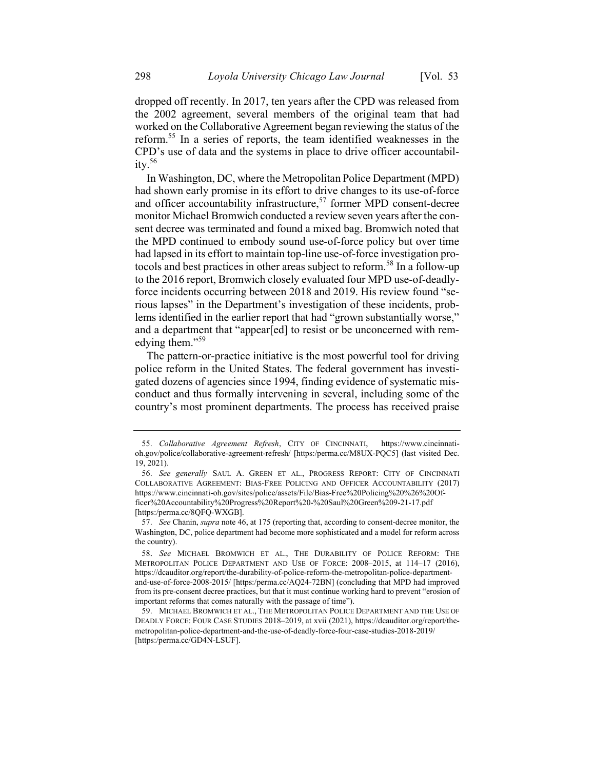dropped off recently. In 2017, ten years after the CPD was released from the 2002 agreement, several members of the original team that had worked on the Collaborative Agreement began reviewing the status of the reform.[55] In a series of reports, the team identified weaknesses in the CPD's use of data and the systems in place to drive officer accountability.[56]

In Washington, DC, where the Metropolitan Police Department (MPD) had shown early promise in its effort to drive changes to its use-of-force and officer accountability infrastructure,[57] former MPD consent-decree monitor Michael Bromwich conducted a review seven years after the consent decree was terminated and found a mixed bag. Bromwich noted that the MPD continued to embody sound use-of-force policy but over time had lapsed in its effort to maintain top-line use-of-force investigation protocols and best practices in other areas subject to reform.[58] In a follow-up to the 2016 report, Bromwich closely evaluated four MPD use-of-deadly-force incidents occurring between 2018 and 2019. His review found "serious lapses" in the Department's investigation of these incidents, problems identified in the earlier report that had "grown substantially worse," and a department that "appear[ed] to resist or be unconcerned with remedying them."[59]

The pattern-or-practice initiative is the most powerful tool for driving police reform in the United States. The federal government has investigated dozens of agencies since 1994, finding evidence of systematic misconduct and thus formally intervening in several, including some of the country's most prominent departments. The process has received praise

---

55. *Collaborative Agreement Refresh*, CITY OF CINCINNATI, https://www.cincinnati-oh.gov/police/collaborative-agreement-refresh/ [https:/perma.cc/M8UX-PQC5] (last visited Dec. 19, 2021).

56. *See generally* SAUL A. GREEN ET AL., PROGRESS REPORT: CITY OF CINCINNATI COLLABORATIVE AGREEMENT: BIAS-FREE POLICING AND OFFICER ACCOUNTABILITY (2017) https://www.cincinnati-oh.gov/sites/police/assets/File/Bias-Free%20Policing%20%26%20Officer%20Accountability%20Progress%20Report%20-%20Saul%20Green%209-21-17.pdf [https:/perma.cc/8QFQ-WXGB].

57. *See* Chanin, *supra* note 46, at 175 (reporting that, according to consent-decree monitor, the Washington, DC, police department had become more sophisticated and a model for reform across the country).

58. *See* MICHAEL BROMWICH ET AL., THE DURABILITY OF POLICE REFORM: THE METROPOLITAN POLICE DEPARTMENT AND USE OF FORCE: 2008–2015, at 114–17 (2016), https://dcauditor.org/report/the-durability-of-police-reform-the-metropolitan-police-department-and-use-of-force-2008-2015/ [https:/perma.cc/AQ24-72BN] (concluding that MPD had improved from its pre-consent decree practices, but that it must continue working hard to prevent "erosion of important reforms that comes naturally with the passage of time").

59. MICHAEL BROMWICH ET AL., THE METROPOLITAN POLICE DEPARTMENT AND THE USE OF DEADLY FORCE: FOUR CASE STUDIES 2018–2019, at xvii (2021), https://dcauditor.org/report/the-metropolitan-police-department-and-the-use-of-deadly-force-four-case-studies-2018-2019/ [https:/perma.cc/GD4N-LSUF].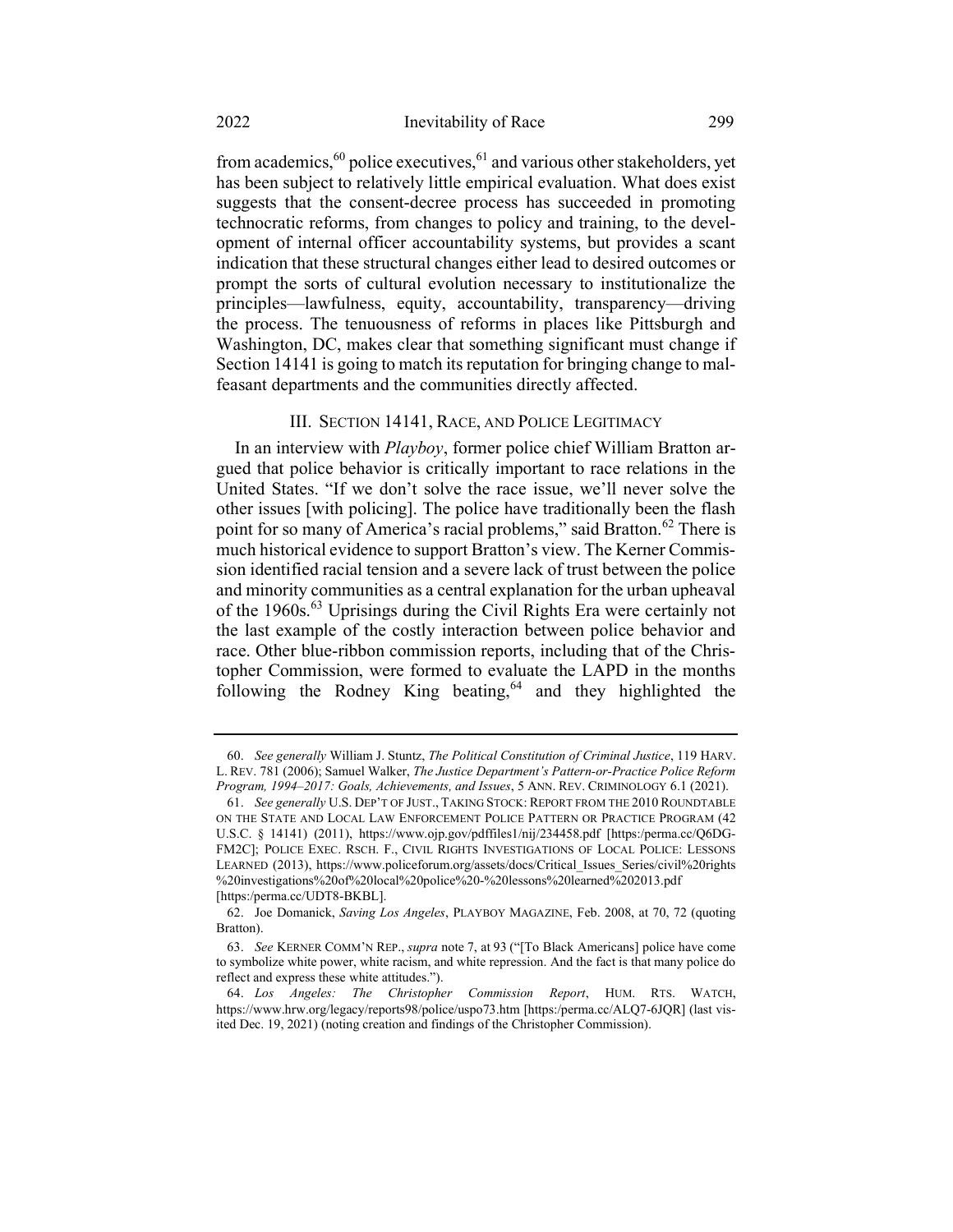from academics,[60] police executives,[61] and various other stakeholders, yet has been subject to relatively little empirical evaluation. What does exist suggests that the consent-decree process has succeeded in promoting technocratic reforms, from changes to policy and training, to the development of internal officer accountability systems, but provides a scant indication that these structural changes either lead to desired outcomes or prompt the sorts of cultural evolution necessary to institutionalize the principles—lawfulness, equity, accountability, transparency—driving the process. The tenuousness of reforms in places like Pittsburgh and Washington, DC, makes clear that something significant must change if Section 14141 is going to match its reputation for bringing change to malfeasant departments and the communities directly affected.

## III. Section 14141, Race, and Police Legitimacy

In an interview with *Playboy*, former police chief William Bratton argued that police behavior is critically important to race relations in the United States. "If we don't solve the race issue, we'll never solve the other issues [with policing]. The police have traditionally been the flash point for so many of America's racial problems," said Bratton.[62] There is much historical evidence to support Bratton's view. The Kerner Commission identified racial tension and a severe lack of trust between the police and minority communities as a central explanation for the urban upheaval of the 1960s.[63] Uprisings during the Civil Rights Era were certainly not the last example of the costly interaction between police behavior and race. Other blue-ribbon commission reports, including that of the Christopher Commission, were formed to evaluate the LAPD in the months following the Rodney King beating,[64] and they highlighted the

---

60. *See generally* William J. Stuntz, *The Political Constitution of Criminal Justice*, 119 Harv. L. Rev. 781 (2006); Samuel Walker, *The Justice Department's Pattern-or-Practice Police Reform Program, 1994–2017: Goals, Achievements, and Issues*, 5 Ann. Rev. Criminology 6.1 (2021).

61. *See generally* U.S. Dep't of Just., Taking Stock: Report from the 2010 Roundtable on the State and Local Law Enforcement Police Pattern or Practice Program (42 U.S.C. § 14141) (2011), https://www.ojp.gov/pdffiles1/nij/234458.pdf [https:/perma.cc/Q6DG-FM2C]; Police Exec. Rsch. F., Civil Rights Investigations of Local Police: Lessons Learned (2013), https://www.policeforum.org/assets/docs/Critical_Issues_Series/civil%20rights%20investigations%20of%20local%20police%20-%20lessons%20learned%202013.pdf [https:/perma.cc/UDT8-BKBL].

62. Joe Domanick, *Saving Los Angeles*, Playboy Magazine, Feb. 2008, at 70, 72 (quoting Bratton).

63. *See* Kerner Comm'n Rep., *supra* note 7, at 93 ("[To Black Americans] police have come to symbolize white power, white racism, and white repression. And the fact is that many police do reflect and express these white attitudes.").

64. *Los Angeles: The Christopher Commission Report*, Hum. Rts. Watch, https://www.hrw.org/legacy/reports98/police/uspo73.htm [https:/perma.cc/ALQ7-6JQR] (last visited Dec. 19, 2021) (noting creation and findings of the Christopher Commission).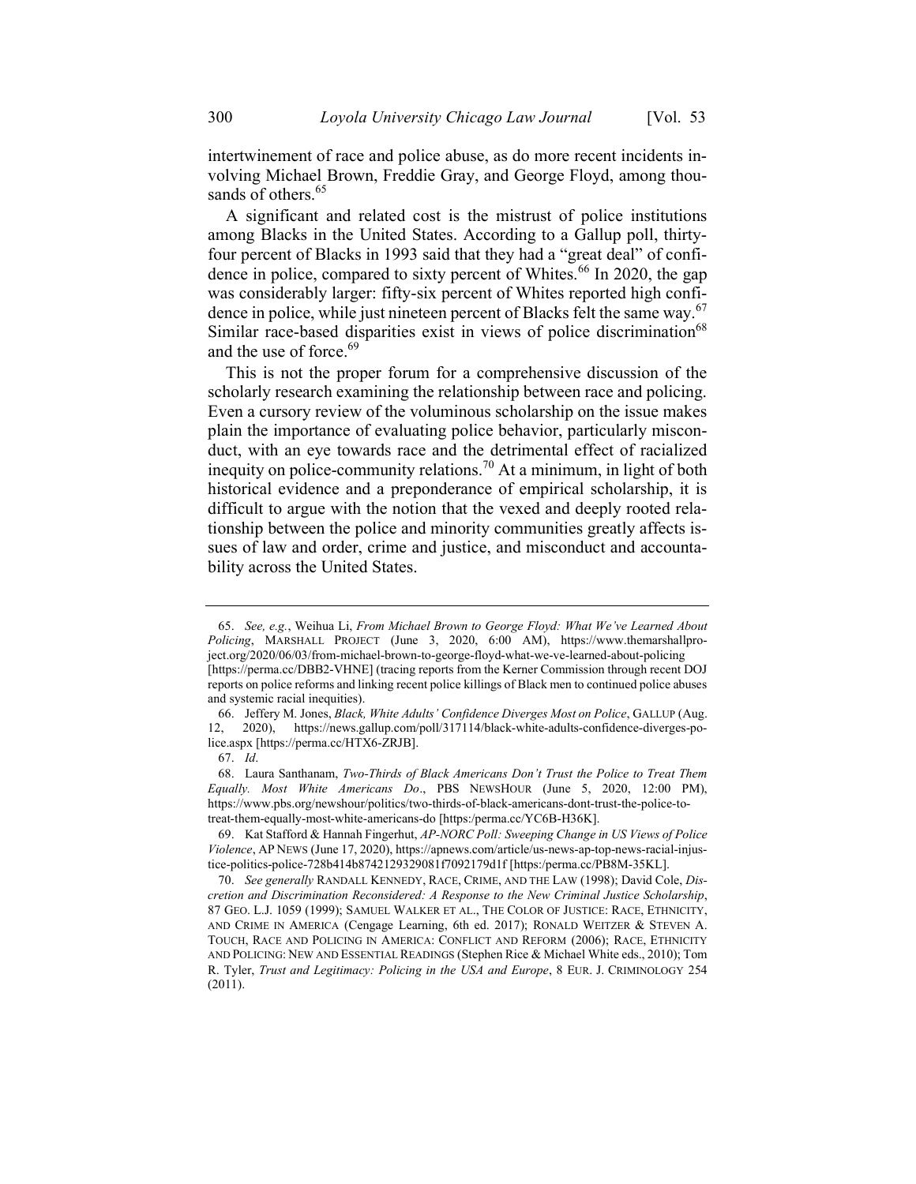intertwinement of race and police abuse, as do more recent incidents involving Michael Brown, Freddie Gray, and George Floyd, among thousands of others.[65]

A significant and related cost is the mistrust of police institutions among Blacks in the United States. According to a Gallup poll, thirty-four percent of Blacks in 1993 said that they had a "great deal" of confidence in police, compared to sixty percent of Whites.[66] In 2020, the gap was considerably larger: fifty-six percent of Whites reported high confidence in police, while just nineteen percent of Blacks felt the same way.[67] Similar race-based disparities exist in views of police discrimination[68] and the use of force.[69]

This is not the proper forum for a comprehensive discussion of the scholarly research examining the relationship between race and policing. Even a cursory review of the voluminous scholarship on the issue makes plain the importance of evaluating police behavior, particularly misconduct, with an eye towards race and the detrimental effect of racialized inequity on police-community relations.[70] At a minimum, in light of both historical evidence and a preponderance of empirical scholarship, it is difficult to argue with the notion that the vexed and deeply rooted relationship between the police and minority communities greatly affects issues of law and order, crime and justice, and misconduct and accountability across the United States.

---

65. *See, e.g.*, Weihua Li, *From Michael Brown to George Floyd: What We've Learned About Policing*, MARSHALL PROJECT (June 3, 2020, 6:00 AM), https://www.themarshallproject.org/2020/06/03/from-michael-brown-to-george-floyd-what-we-ve-learned-about-policing [https://perma.cc/DBB2-VHNE] (tracing reports from the Kerner Commission through recent DOJ reports on police reforms and linking recent police killings of Black men to continued police abuses and systemic racial inequities).

66. Jeffery M. Jones, *Black, White Adults' Confidence Diverges Most on Police*, GALLUP (Aug. 12, 2020), https://news.gallup.com/poll/317114/black-white-adults-confidence-diverges-police.aspx [https://perma.cc/HTX6-ZRJB].

67. *Id*.

68. Laura Santhanam, *Two-Thirds of Black Americans Don't Trust the Police to Treat Them Equally. Most White Americans Do*., PBS NEWSHOUR (June 5, 2020, 12:00 PM), https://www.pbs.org/newshour/politics/two-thirds-of-black-americans-dont-trust-the-police-to-treat-them-equally-most-white-americans-do [https:/perma.cc/YC6B-H36K].

69. Kat Stafford & Hannah Fingerhut, *AP-NORC Poll: Sweeping Change in US Views of Police Violence*, AP NEWS (June 17, 2020), https://apnews.com/article/us-news-ap-top-news-racial-injustice-politics-police-728b414b8742129329081f7092179d1f [https:/perma.cc/PB8M-35KL].

70. *See generally* RANDALL KENNEDY, RACE, CRIME, AND THE LAW (1998); David Cole, *Discretion and Discrimination Reconsidered: A Response to the New Criminal Justice Scholarship*, 87 GEO. L.J. 1059 (1999); SAMUEL WALKER ET AL., THE COLOR OF JUSTICE: RACE, ETHNICITY, AND CRIME IN AMERICA (Cengage Learning, 6th ed. 2017); RONALD WEITZER & STEVEN A. TOUCH, RACE AND POLICING IN AMERICA: CONFLICT AND REFORM (2006); RACE, ETHNICITY AND POLICING: NEW AND ESSENTIAL READINGS (Stephen Rice & Michael White eds., 2010); Tom R. Tyler, *Trust and Legitimacy: Policing in the USA and Europe*, 8 EUR. J. CRIMINOLOGY 254 (2011).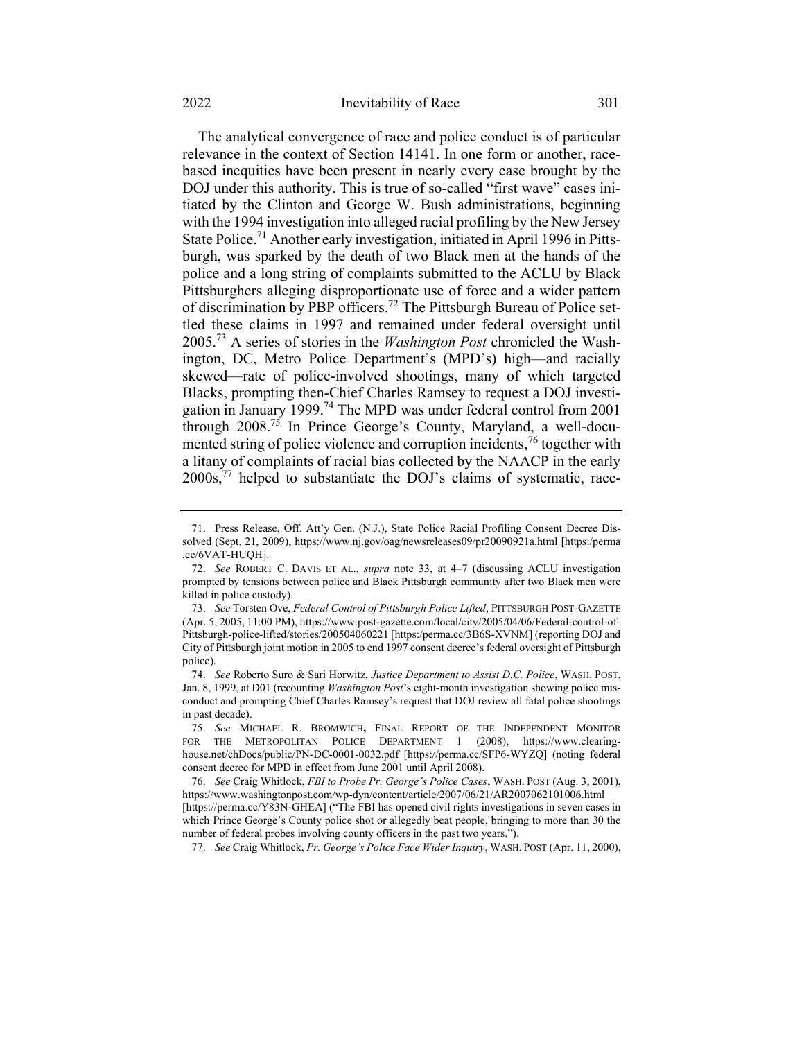The analytical convergence of race and police conduct is of particular relevance in the context of Section 14141. In one form or another, race-based inequities have been present in nearly every case brought by the DOJ under this authority. This is true of so-called "first wave" cases initiated by the Clinton and George W. Bush administrations, beginning with the 1994 investigation into alleged racial profiling by the New Jersey State Police.[71] Another early investigation, initiated in April 1996 in Pittsburgh, was sparked by the death of two Black men at the hands of the police and a long string of complaints submitted to the ACLU by Black Pittsburghers alleging disproportionate use of force and a wider pattern of discrimination by PBP officers.[72] The Pittsburgh Bureau of Police settled these claims in 1997 and remained under federal oversight until 2005.[73] A series of stories in the *Washington Post* chronicled the Washington, DC, Metro Police Department's (MPD's) high—and racially skewed—rate of police-involved shootings, many of which targeted Blacks, prompting then-Chief Charles Ramsey to request a DOJ investigation in January 1999.[74] The MPD was under federal control from 2001 through 2008.[75] In Prince George's County, Maryland, a well-documented string of police violence and corruption incidents,[76] together with a litany of complaints of racial bias collected by the NAACP in the early 2000s,[77] helped to substantiate the DOJ's claims of systematic, race-

---

71. Press Release, Off. Att'y Gen. (N.J.), State Police Racial Profiling Consent Decree Dissolved (Sept. 21, 2009), https://www.nj.gov/oag/newsreleases09/pr20090921a.html [https:/perma.cc/6VAT-HUQH].

72. *See* ROBERT C. DAVIS ET AL., *supra* note 33, at 4–7 (discussing ACLU investigation prompted by tensions between police and Black Pittsburgh community after two Black men were killed in police custody).

73. *See* Torsten Ove, *Federal Control of Pittsburgh Police Lifted*, PITTSBURGH POST-GAZETTE (Apr. 5, 2005, 11:00 PM), https://www.post-gazette.com/local/city/2005/04/06/Federal-control-of-Pittsburgh-police-lifted/stories/200504060221 [https:/perma.cc/3B6S-XVNM] (reporting DOJ and City of Pittsburgh joint motion in 2005 to end 1997 consent decree's federal oversight of Pittsburgh police).

74. *See* Roberto Suro & Sari Horwitz, *Justice Department to Assist D.C. Police*, WASH. POST, Jan. 8, 1999, at D01 (recounting *Washington Post*'s eight-month investigation showing police misconduct and prompting Chief Charles Ramsey's request that DOJ review all fatal police shootings in past decade).

75. *See* MICHAEL R. BROMWICH, FINAL REPORT OF THE INDEPENDENT MONITOR FOR THE METROPOLITAN POLICE DEPARTMENT 1 (2008), https://www.clearinghouse.net/chDocs/public/PN-DC-0001-0032.pdf [https://perma.cc/SFP6-WYZQ] (noting federal consent decree for MPD in effect from June 2001 until April 2008).

76. *See* Craig Whitlock, *FBI to Probe Pr. George's Police Cases*, WASH. POST (Aug. 3, 2001), https://www.washingtonpost.com/wp-dyn/content/article/2007/06/21/AR2007062101006.html [https://perma.cc/Y83N-GHEA] ("The FBI has opened civil rights investigations in seven cases in which Prince George's County police shot or allegedly beat people, bringing to more than 30 the number of federal probes involving county officers in the past two years.").

77. *See* Craig Whitlock, *Pr. George's Police Face Wider Inquiry*, WASH. POST (Apr. 11, 2000),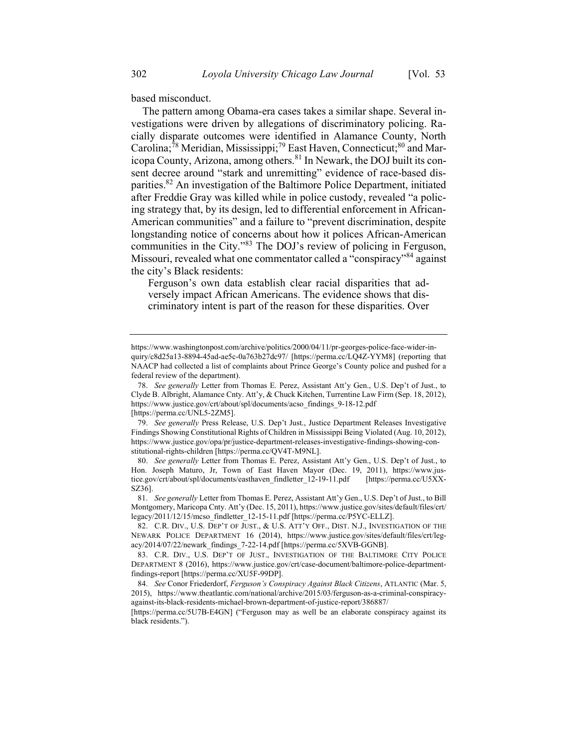based misconduct.

The pattern among Obama-era cases takes a similar shape. Several investigations were driven by allegations of discriminatory policing. Racially disparate outcomes were identified in Alamance County, North Carolina;[78] Meridian, Mississippi;[79] East Haven, Connecticut;[80] and Maricopa County, Arizona, among others.[81] In Newark, the DOJ built its consent decree around "stark and unremitting" evidence of race-based disparities.[82] An investigation of the Baltimore Police Department, initiated after Freddie Gray was killed while in police custody, revealed "a policing strategy that, by its design, led to differential enforcement in African-American communities" and a failure to "prevent discrimination, despite longstanding notice of concerns about how it polices African-American communities in the City."[83] The DOJ's review of policing in Ferguson, Missouri, revealed what one commentator called a "conspiracy"[84] against the city's Black residents:

> Ferguson's own data establish clear racial disparities that adversely impact African Americans. The evidence shows that discriminatory intent is part of the reason for these disparities. Over

---

https://www.washingtonpost.com/archive/politics/2000/04/11/pr-georges-police-face-wider-inquiry/c8d25a13-8894-45ad-ae5c-0a763b27dc97/ [https://perma.cc/LQ4Z-YYM8] (reporting that NAACP had collected a list of complaints about Prince George's County police and pushed for a federal review of the department).

78. *See generally* Letter from Thomas E. Perez, Assistant Att'y Gen., U.S. Dep't of Just., to Clyde B. Albright, Alamance Cnty. Att'y, & Chuck Kitchen, Turrentine Law Firm (Sep. 18, 2012), https://www.justice.gov/crt/about/spl/documents/acso_findings_9-18-12.pdf [https://perma.cc/UNL5-2ZM5].

79. *See generally* Press Release, U.S. Dep't Just., Justice Department Releases Investigative Findings Showing Constitutional Rights of Children in Mississippi Being Violated (Aug. 10, 2012), https://www.justice.gov/opa/pr/justice-department-releases-investigative-findings-showing-constitutional-rights-children [https://perma.cc/QV4T-M9NL].

80. *See generally* Letter from Thomas E. Perez, Assistant Att'y Gen., U.S. Dep't of Just., to Hon. Joseph Maturo, Jr, Town of East Haven Mayor (Dec. 19, 2011), https://www.justice.gov/crt/about/spl/documents/easthaven_findletter_12-19-11.pdf [https://perma.cc/U5XX-SZ36].

81. *See generally* Letter from Thomas E. Perez, Assistant Att'y Gen., U.S. Dep't of Just., to Bill Montgomery, Maricopa Cnty. Att'y (Dec. 15, 2011), https://www.justice.gov/sites/default/files/crt/legacy/2011/12/15/mcso_findletter_12-15-11.pdf [https://perma.cc/P5YC-ELLZ].

82. C.R. DIV., U.S. DEP'T OF JUST., & U.S. ATT'Y OFF., DIST. N.J., INVESTIGATION OF THE NEWARK POLICE DEPARTMENT 16 (2014), https://www.justice.gov/sites/default/files/crt/legacy/2014/07/22/newark_findings_7-22-14.pdf [https://perma.cc/5XVB-GGNB].

83. C.R. DIV., U.S. DEP'T OF JUST., INVESTIGATION OF THE BALTIMORE CITY POLICE DEPARTMENT 8 (2016), https://www.justice.gov/crt/case-document/baltimore-police-department-findings-report [https://perma.cc/XU5F-99DP].

84. *See* Conor Friederdorf, *Ferguson's Conspiracy Against Black Citizens*, ATLANTIC (Mar. 5, 2015), https://www.theatlantic.com/national/archive/2015/03/ferguson-as-a-criminal-conspiracy-against-its-black-residents-michael-brown-department-of-justice-report/386887/ [https://perma.cc/5U7B-E4GN] ("Ferguson may as well be an elaborate conspiracy against its black residents.").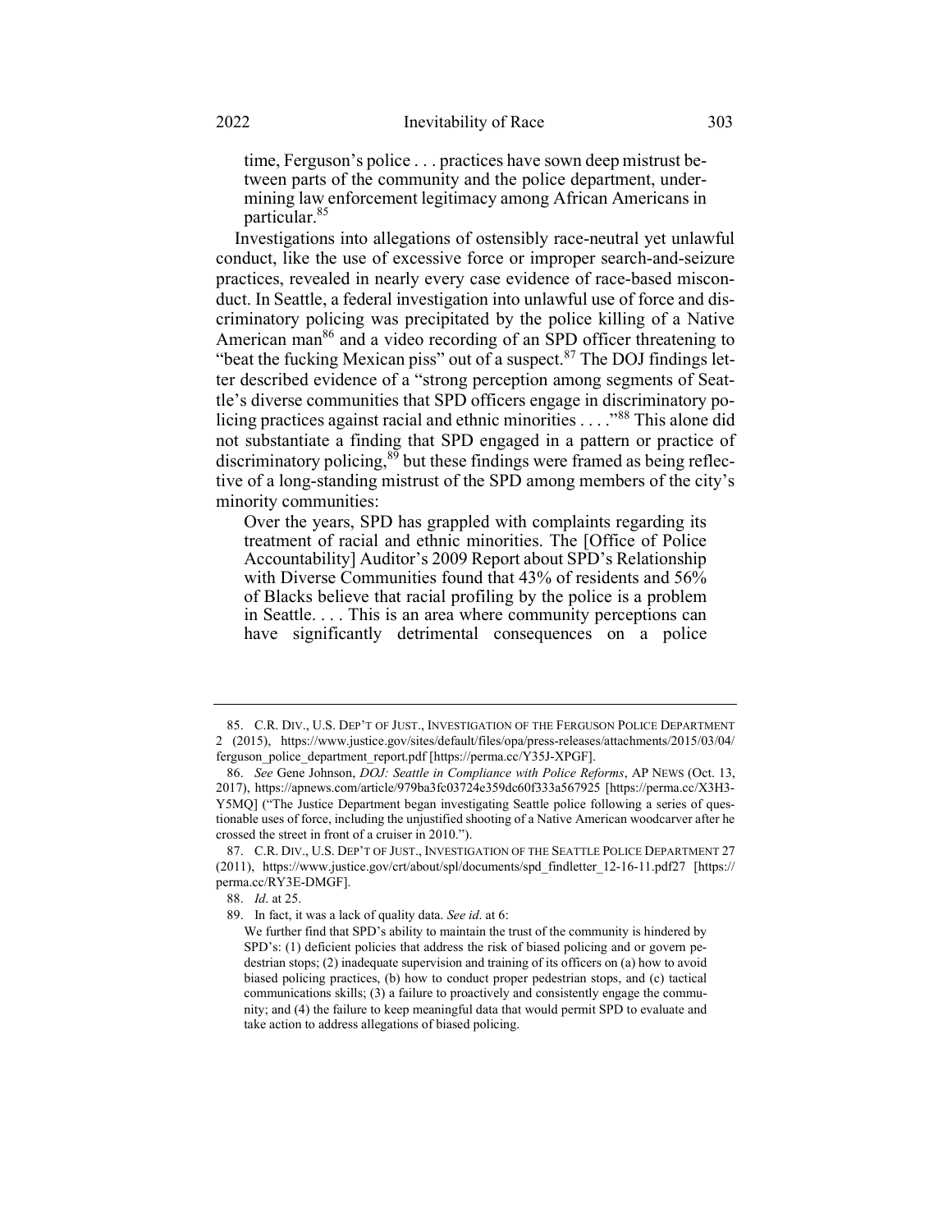> time, Ferguson's police . . . practices have sown deep mistrust between parts of the community and the police department, undermining law enforcement legitimacy among African Americans in particular.[85]

Investigations into allegations of ostensibly race-neutral yet unlawful conduct, like the use of excessive force or improper search-and-seizure practices, revealed in nearly every case evidence of race-based misconduct. In Seattle, a federal investigation into unlawful use of force and discriminatory policing was precipitated by the police killing of a Native American man[86] and a video recording of an SPD officer threatening to "beat the fucking Mexican piss" out of a suspect.[87] The DOJ findings letter described evidence of a "strong perception among segments of Seattle's diverse communities that SPD officers engage in discriminatory policing practices against racial and ethnic minorities . . . ."[88] This alone did not substantiate a finding that SPD engaged in a pattern or practice of discriminatory policing,[89] but these findings were framed as being reflective of a long-standing mistrust of the SPD among members of the city's minority communities:

> Over the years, SPD has grappled with complaints regarding its treatment of racial and ethnic minorities. The [Office of Police Accountability] Auditor's 2009 Report about SPD's Relationship with Diverse Communities found that 43% of residents and 56% of Blacks believe that racial profiling by the police is a problem in Seattle. . . . This is an area where community perceptions can have significantly detrimental consequences on a police

---

85. C.R. DIV., U.S. DEP'T OF JUST., INVESTIGATION OF THE FERGUSON POLICE DEPARTMENT 2 (2015), https://www.justice.gov/sites/default/files/opa/press-releases/attachments/2015/03/04/ferguson_police_department_report.pdf [https://perma.cc/Y35J-XPGF].

86. *See* Gene Johnson, *DOJ: Seattle in Compliance with Police Reforms*, AP NEWS (Oct. 13, 2017), https://apnews.com/article/979ba3fc03724e359dc60f333a567925 [https://perma.cc/X3H3-Y5MQ] ("The Justice Department began investigating Seattle police following a series of questionable uses of force, including the unjustified shooting of a Native American woodcarver after he crossed the street in front of a cruiser in 2010.").

87. C.R. DIV., U.S. DEP'T OF JUST., INVESTIGATION OF THE SEATTLE POLICE DEPARTMENT 27 (2011), https://www.justice.gov/crt/about/spl/documents/spd_findletter_12-16-11.pdf27 [https://perma.cc/RY3E-DMGF].

88. *Id*. at 25.

89. In fact, it was a lack of quality data. *See id*. at 6:

> We further find that SPD's ability to maintain the trust of the community is hindered by SPD's: (1) deficient policies that address the risk of biased policing and or govern pedestrian stops; (2) inadequate supervision and training of its officers on (a) how to avoid biased policing practices, (b) how to conduct proper pedestrian stops, and (c) tactical communications skills; (3) a failure to proactively and consistently engage the community; and (4) the failure to keep meaningful data that would permit SPD to evaluate and take action to address allegations of biased policing.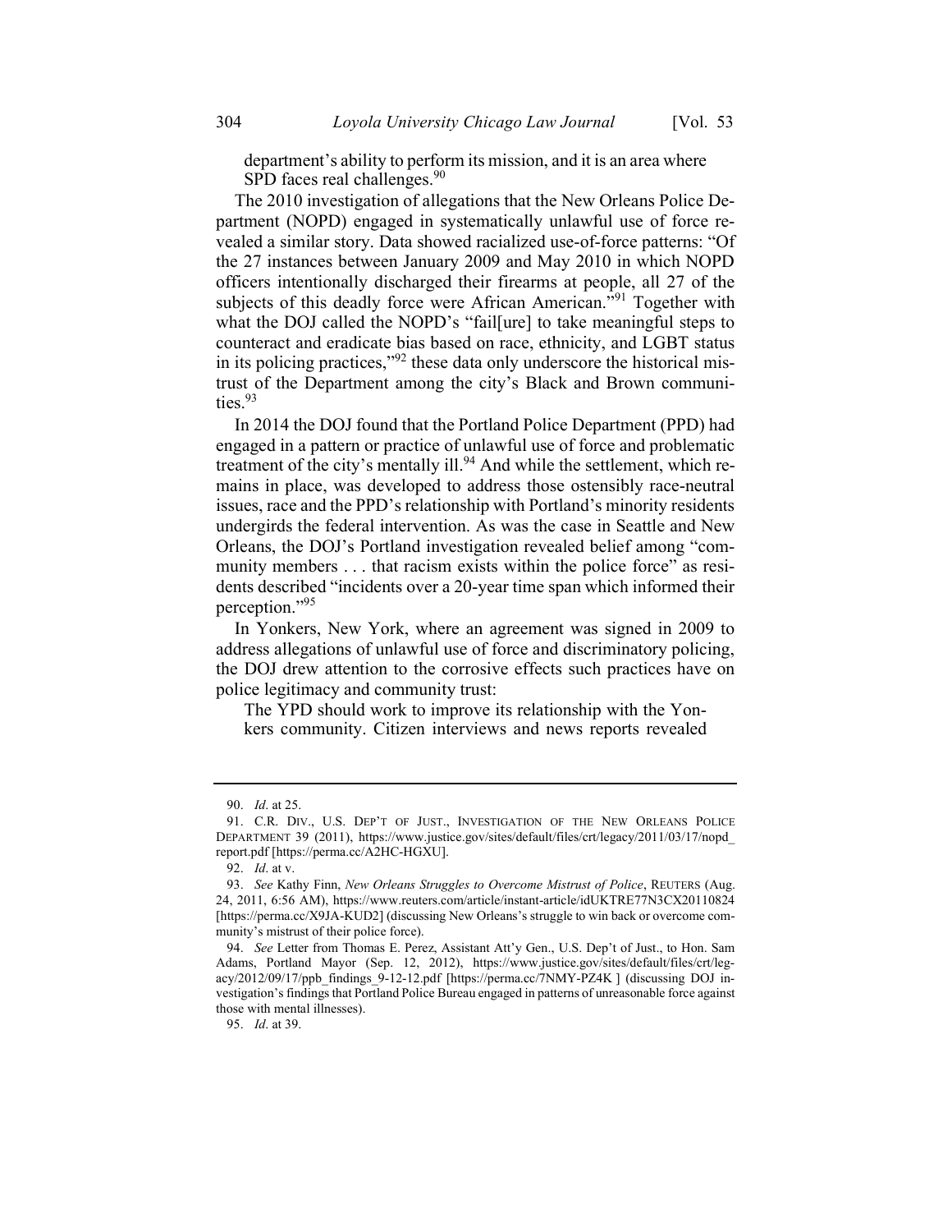> department's ability to perform its mission, and it is an area where SPD faces real challenges.[90]

The 2010 investigation of allegations that the New Orleans Police Department (NOPD) engaged in systematically unlawful use of force revealed a similar story. Data showed racialized use-of-force patterns: "Of the 27 instances between January 2009 and May 2010 in which NOPD officers intentionally discharged their firearms at people, all 27 of the subjects of this deadly force were African American."[91] Together with what the DOJ called the NOPD's "fail[ure] to take meaningful steps to counteract and eradicate bias based on race, ethnicity, and LGBT status in its policing practices,"[92] these data only underscore the historical mistrust of the Department among the city's Black and Brown communities.[93]

In 2014 the DOJ found that the Portland Police Department (PPD) had engaged in a pattern or practice of unlawful use of force and problematic treatment of the city's mentally ill.[94] And while the settlement, which remains in place, was developed to address those ostensibly race-neutral issues, race and the PPD's relationship with Portland's minority residents undergirds the federal intervention. As was the case in Seattle and New Orleans, the DOJ's Portland investigation revealed belief among "community members . . . that racism exists within the police force" as residents described "incidents over a 20-year time span which informed their perception."[95]

In Yonkers, New York, where an agreement was signed in 2009 to address allegations of unlawful use of force and discriminatory policing, the DOJ drew attention to the corrosive effects such practices have on police legitimacy and community trust:

> The YPD should work to improve its relationship with the Yonkers community. Citizen interviews and news reports revealed

---

90. *Id*. at 25.

91. C.R. DIV., U.S. DEP'T OF JUST., INVESTIGATION OF THE NEW ORLEANS POLICE DEPARTMENT 39 (2011), https://www.justice.gov/sites/default/files/crt/legacy/2011/03/17/nopd_report.pdf [https://perma.cc/A2HC-HGXU].

92. *Id*. at v.

93. *See* Kathy Finn, *New Orleans Struggles to Overcome Mistrust of Police*, REUTERS (Aug. 24, 2011, 6:56 AM), https://www.reuters.com/article/instant-article/idUKTRE77N3CX20110824 [https://perma.cc/X9JA-KUD2] (discussing New Orleans's struggle to win back or overcome community's mistrust of their police force).

94. *See* Letter from Thomas E. Perez, Assistant Att'y Gen., U.S. Dep't of Just., to Hon. Sam Adams, Portland Mayor (Sep. 12, 2012), https://www.justice.gov/sites/default/files/crt/legacy/2012/09/17/ppb_findings_9-12-12.pdf [https://perma.cc/7NMY-PZ4K ] (discussing DOJ investigation's findings that Portland Police Bureau engaged in patterns of unreasonable force against those with mental illnesses).

95. *Id*. at 39.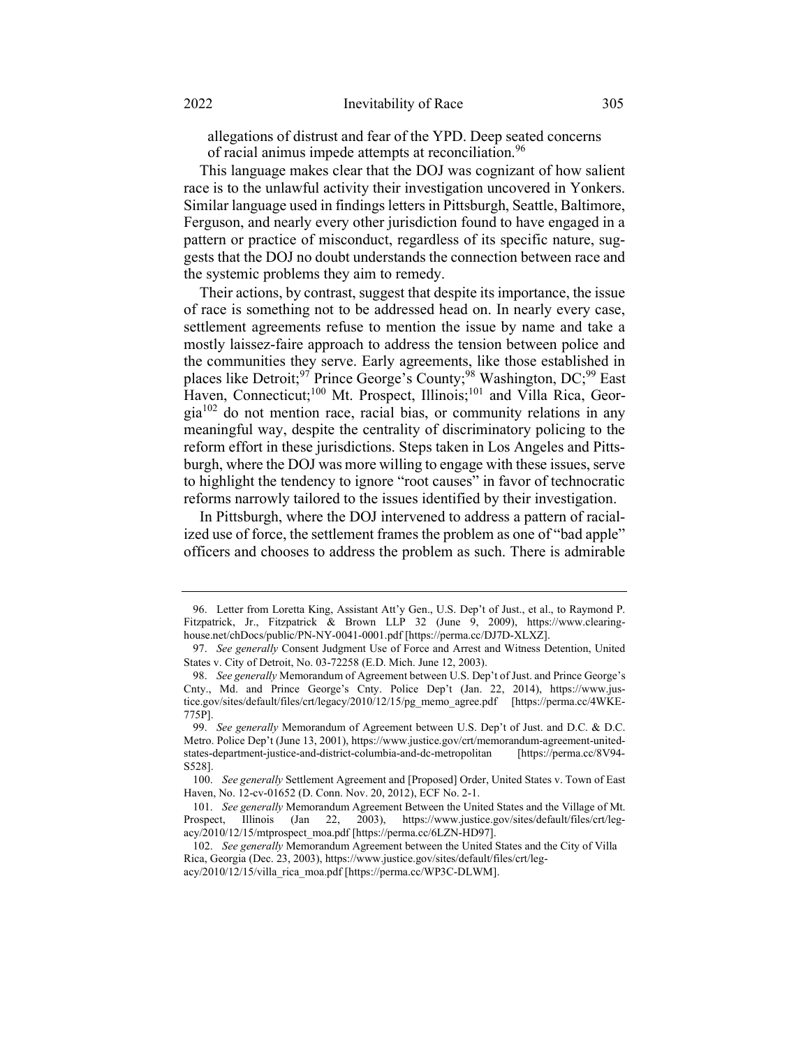allegations of distrust and fear of the YPD. Deep seated concerns of racial animus impede attempts at reconciliation.[96]

This language makes clear that the DOJ was cognizant of how salient race is to the unlawful activity their investigation uncovered in Yonkers. Similar language used in findings letters in Pittsburgh, Seattle, Baltimore, Ferguson, and nearly every other jurisdiction found to have engaged in a pattern or practice of misconduct, regardless of its specific nature, suggests that the DOJ no doubt understands the connection between race and the systemic problems they aim to remedy.

Their actions, by contrast, suggest that despite its importance, the issue of race is something not to be addressed head on. In nearly every case, settlement agreements refuse to mention the issue by name and take a mostly laissez-faire approach to address the tension between police and the communities they serve. Early agreements, like those established in places like Detroit;[97] Prince George's County;[98] Washington, DC;[99] East Haven, Connecticut;[100] Mt. Prospect, Illinois;[101] and Villa Rica, Georgia[102] do not mention race, racial bias, or community relations in any meaningful way, despite the centrality of discriminatory policing to the reform effort in these jurisdictions. Steps taken in Los Angeles and Pittsburgh, where the DOJ was more willing to engage with these issues, serve to highlight the tendency to ignore "root causes" in favor of technocratic reforms narrowly tailored to the issues identified by their investigation.

In Pittsburgh, where the DOJ intervened to address a pattern of racialized use of force, the settlement frames the problem as one of "bad apple" officers and chooses to address the problem as such. There is admirable

---

96. Letter from Loretta King, Assistant Att'y Gen., U.S. Dep't of Just., et al., to Raymond P. Fitzpatrick, Jr., Fitzpatrick & Brown LLP 32 (June 9, 2009), https://www.clearinghouse.net/chDocs/public/PN-NY-0041-0001.pdf [https://perma.cc/DJ7D-XLXZ].

97. *See generally* Consent Judgment Use of Force and Arrest and Witness Detention, United States v. City of Detroit, No. 03-72258 (E.D. Mich. June 12, 2003).

98. *See generally* Memorandum of Agreement between U.S. Dep't of Just. and Prince George's Cnty., Md. and Prince George's Cnty. Police Dep't (Jan. 22, 2014), https://www.justice.gov/sites/default/files/crt/legacy/2010/12/15/pg_memo_agree.pdf [https://perma.cc/4WKE-775P].

99. *See generally* Memorandum of Agreement between U.S. Dep't of Just. and D.C. & D.C. Metro. Police Dep't (June 13, 2001), https://www.justice.gov/crt/memorandum-agreement-united-states-department-justice-and-district-columbia-and-dc-metropolitan [https://perma.cc/8V94-S528].

100. *See generally* Settlement Agreement and [Proposed] Order, United States v. Town of East Haven, No. 12-cv-01652 (D. Conn. Nov. 20, 2012), ECF No. 2-1.

101. *See generally* Memorandum Agreement Between the United States and the Village of Mt. Prospect, Illinois (Jan 22, 2003), https://www.justice.gov/sites/default/files/crt/legacy/2010/12/15/mtprospect_moa.pdf [https://perma.cc/6LZN-HD97].

102. *See generally* Memorandum Agreement between the United States and the City of Villa Rica, Georgia (Dec. 23, 2003), https://www.justice.gov/sites/default/files/crt/legacy/2010/12/15/villa_rica_moa.pdf [https://perma.cc/WP3C-DLWM].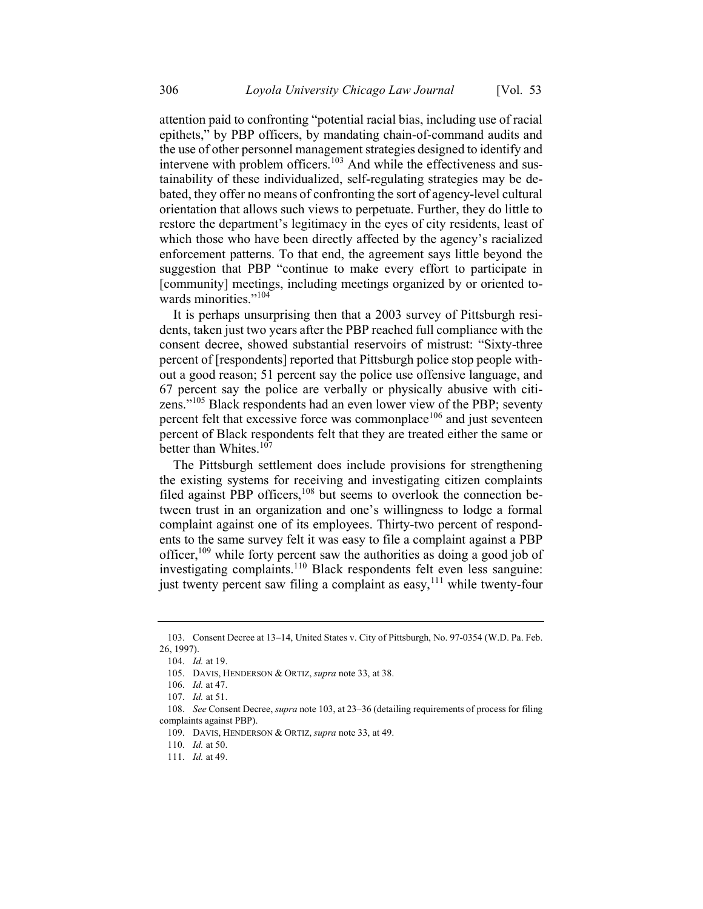attention paid to confronting "potential racial bias, including use of racial epithets," by PBP officers, by mandating chain-of-command audits and the use of other personnel management strategies designed to identify and intervene with problem officers.[103] And while the effectiveness and sustainability of these individualized, self-regulating strategies may be debated, they offer no means of confronting the sort of agency-level cultural orientation that allows such views to perpetuate. Further, they do little to restore the department's legitimacy in the eyes of city residents, least of which those who have been directly affected by the agency's racialized enforcement patterns. To that end, the agreement says little beyond the suggestion that PBP "continue to make every effort to participate in [community] meetings, including meetings organized by or oriented towards minorities."[104]

It is perhaps unsurprising then that a 2003 survey of Pittsburgh residents, taken just two years after the PBP reached full compliance with the consent decree, showed substantial reservoirs of mistrust: "Sixty-three percent of [respondents] reported that Pittsburgh police stop people without a good reason; 51 percent say the police use offensive language, and 67 percent say the police are verbally or physically abusive with citizens."[105] Black respondents had an even lower view of the PBP; seventy percent felt that excessive force was commonplace[106] and just seventeen percent of Black respondents felt that they are treated either the same or better than Whites.[107]

The Pittsburgh settlement does include provisions for strengthening the existing systems for receiving and investigating citizen complaints filed against PBP officers,[108] but seems to overlook the connection between trust in an organization and one's willingness to lodge a formal complaint against one of its employees. Thirty-two percent of respondents to the same survey felt it was easy to file a complaint against a PBP officer,[109] while forty percent saw the authorities as doing a good job of investigating complaints.[110] Black respondents felt even less sanguine: just twenty percent saw filing a complaint as easy,[111] while twenty-four

---

103. Consent Decree at 13–14, United States v. City of Pittsburgh, No. 97-0354 (W.D. Pa. Feb. 26, 1997).

104. *Id.* at 19.

105. DAVIS, HENDERSON & ORTIZ, *supra* note 33, at 38.

106. *Id.* at 47.

107. *Id.* at 51.

108. *See* Consent Decree, *supra* note 103, at 23–36 (detailing requirements of process for filing complaints against PBP).

109. DAVIS, HENDERSON & ORTIZ, *supra* note 33, at 49.

110. *Id.* at 50.

111. *Id.* at 49.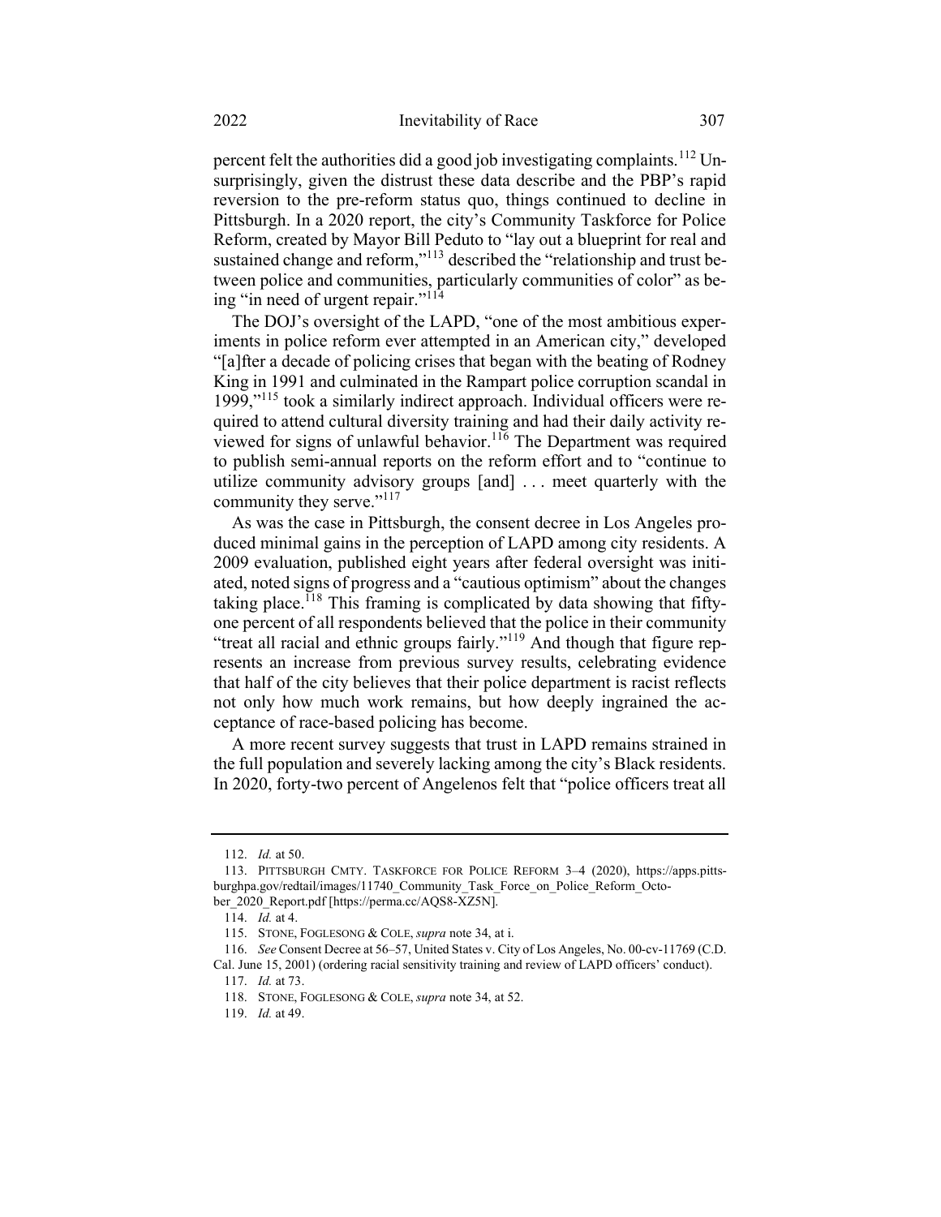percent felt the authorities did a good job investigating complaints.[112] Unsurprisingly, given the distrust these data describe and the PBP's rapid reversion to the pre-reform status quo, things continued to decline in Pittsburgh. In a 2020 report, the city's Community Taskforce for Police Reform, created by Mayor Bill Peduto to "lay out a blueprint for real and sustained change and reform,"[113] described the "relationship and trust between police and communities, particularly communities of color" as being "in need of urgent repair."[114]

The DOJ's oversight of the LAPD, "one of the most ambitious experiments in police reform ever attempted in an American city," developed "[a]fter a decade of policing crises that began with the beating of Rodney King in 1991 and culminated in the Rampart police corruption scandal in 1999,"[115] took a similarly indirect approach. Individual officers were required to attend cultural diversity training and had their daily activity reviewed for signs of unlawful behavior.[116] The Department was required to publish semi-annual reports on the reform effort and to "continue to utilize community advisory groups [and] . . . meet quarterly with the community they serve."[117]

As was the case in Pittsburgh, the consent decree in Los Angeles produced minimal gains in the perception of LAPD among city residents. A 2009 evaluation, published eight years after federal oversight was initiated, noted signs of progress and a "cautious optimism" about the changes taking place.[118] This framing is complicated by data showing that fifty-one percent of all respondents believed that the police in their community "treat all racial and ethnic groups fairly."[119] And though that figure represents an increase from previous survey results, celebrating evidence that half of the city believes that their police department is racist reflects not only how much work remains, but how deeply ingrained the acceptance of race-based policing has become.

A more recent survey suggests that trust in LAPD remains strained in the full population and severely lacking among the city's Black residents. In 2020, forty-two percent of Angelenos felt that "police officers treat all

---

112. *Id.* at 50.

113. PITTSBURGH CMTY. TASKFORCE FOR POLICE REFORM 3–4 (2020), https://apps.pittsburghpa.gov/redtail/images/11740_Community_Task_Force_on_Police_Reform_October_2020_Report.pdf [https://perma.cc/AQS8-XZ5N].

114. *Id.* at 4.

115. STONE, FOGLESONG & COLE, *supra* note 34, at i.

116. *See* Consent Decree at 56–57, United States v. City of Los Angeles, No. 00-cv-11769 (C.D. Cal. June 15, 2001) (ordering racial sensitivity training and review of LAPD officers' conduct).

117. *Id.* at 73.

118. STONE, FOGLESONG & COLE, *supra* note 34, at 52.

119. *Id.* at 49.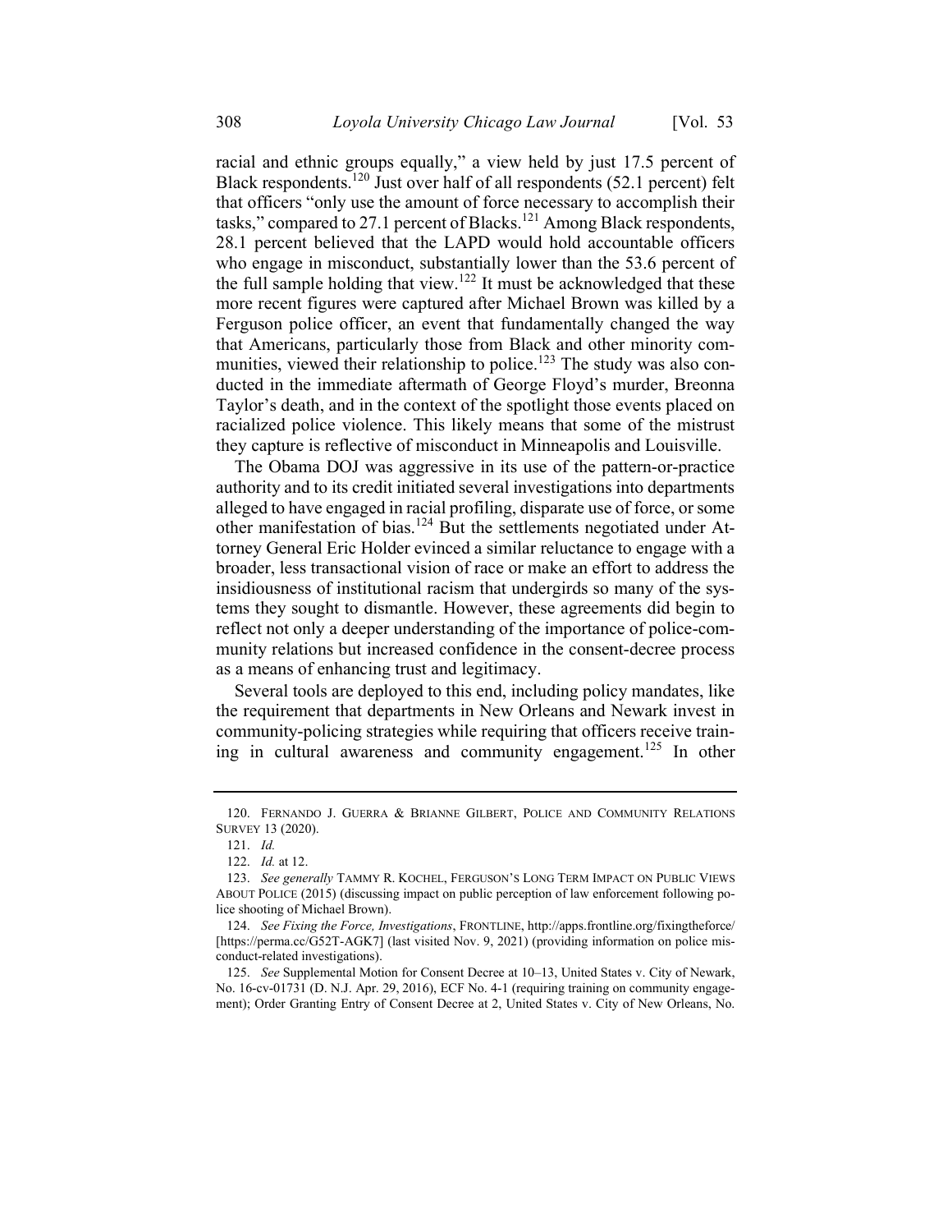racial and ethnic groups equally," a view held by just 17.5 percent of Black respondents.[120] Just over half of all respondents (52.1 percent) felt that officers "only use the amount of force necessary to accomplish their tasks," compared to 27.1 percent of Blacks.[121] Among Black respondents, 28.1 percent believed that the LAPD would hold accountable officers who engage in misconduct, substantially lower than the 53.6 percent of the full sample holding that view.[122] It must be acknowledged that these more recent figures were captured after Michael Brown was killed by a Ferguson police officer, an event that fundamentally changed the way that Americans, particularly those from Black and other minority communities, viewed their relationship to police.[123] The study was also conducted in the immediate aftermath of George Floyd's murder, Breonna Taylor's death, and in the context of the spotlight those events placed on racialized police violence. This likely means that some of the mistrust they capture is reflective of misconduct in Minneapolis and Louisville.

The Obama DOJ was aggressive in its use of the pattern-or-practice authority and to its credit initiated several investigations into departments alleged to have engaged in racial profiling, disparate use of force, or some other manifestation of bias.[124] But the settlements negotiated under Attorney General Eric Holder evinced a similar reluctance to engage with a broader, less transactional vision of race or make an effort to address the insidiousness of institutional racism that undergirds so many of the systems they sought to dismantle. However, these agreements did begin to reflect not only a deeper understanding of the importance of police-community relations but increased confidence in the consent-decree process as a means of enhancing trust and legitimacy.

Several tools are deployed to this end, including policy mandates, like the requirement that departments in New Orleans and Newark invest in community-policing strategies while requiring that officers receive training in cultural awareness and community engagement.[125] In other

---

120. FERNANDO J. GUERRA & BRIANNE GILBERT, POLICE AND COMMUNITY RELATIONS SURVEY 13 (2020).

121. *Id.*

122. *Id.* at 12.

123. *See generally* TAMMY R. KOCHEL, FERGUSON'S LONG TERM IMPACT ON PUBLIC VIEWS ABOUT POLICE (2015) (discussing impact on public perception of law enforcement following police shooting of Michael Brown).

124. *See Fixing the Force, Investigations*, FRONTLINE, http://apps.frontline.org/fixingtheforce/ [https://perma.cc/G52T-AGK7] (last visited Nov. 9, 2021) (providing information on police misconduct-related investigations).

125. *See* Supplemental Motion for Consent Decree at 10–13, United States v. City of Newark, No. 16-cv-01731 (D. N.J. Apr. 29, 2016), ECF No. 4-1 (requiring training on community engagement); Order Granting Entry of Consent Decree at 2, United States v. City of New Orleans, No.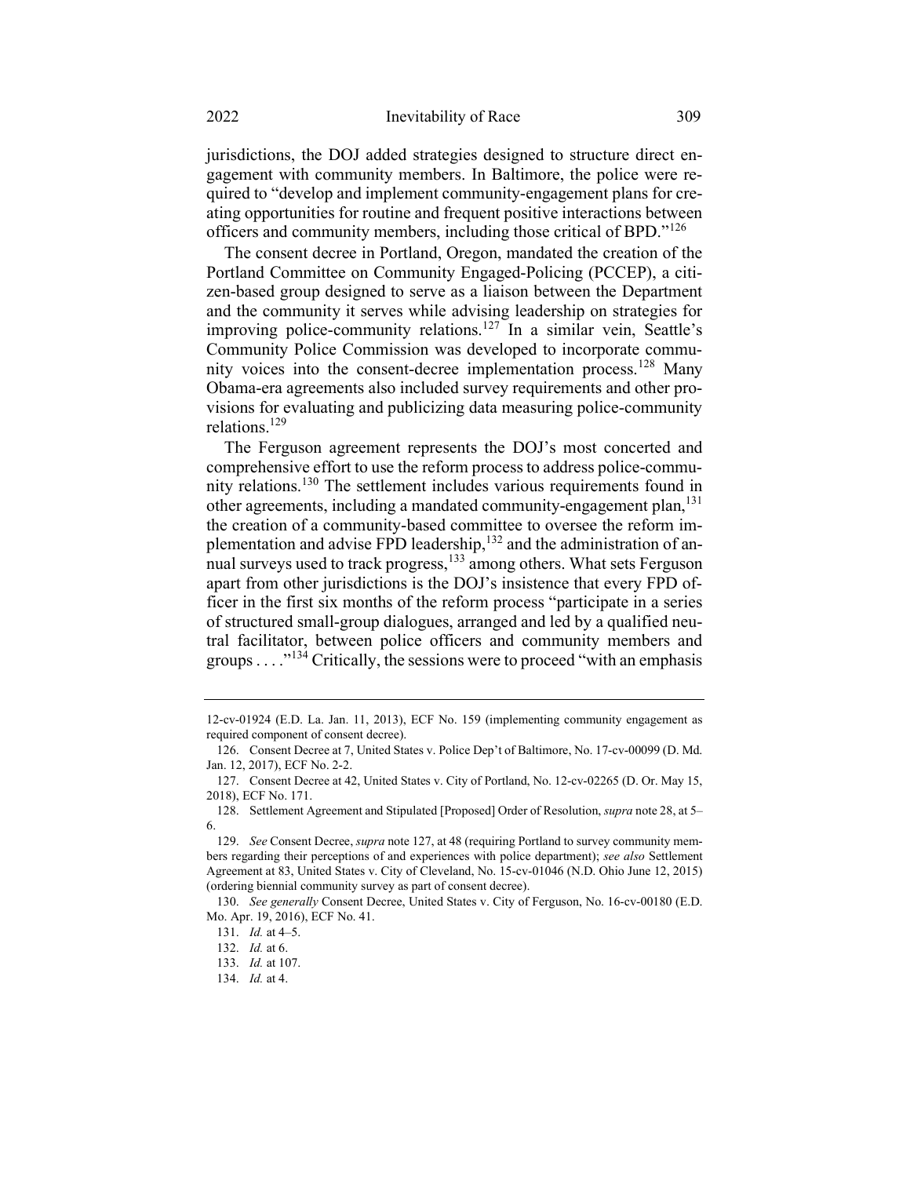jurisdictions, the DOJ added strategies designed to structure direct engagement with community members. In Baltimore, the police were required to "develop and implement community-engagement plans for creating opportunities for routine and frequent positive interactions between officers and community members, including those critical of BPD."[126]

The consent decree in Portland, Oregon, mandated the creation of the Portland Committee on Community Engaged-Policing (PCCEP), a citizen-based group designed to serve as a liaison between the Department and the community it serves while advising leadership on strategies for improving police-community relations.[127] In a similar vein, Seattle's Community Police Commission was developed to incorporate community voices into the consent-decree implementation process.[128] Many Obama-era agreements also included survey requirements and other provisions for evaluating and publicizing data measuring police-community relations.[129]

The Ferguson agreement represents the DOJ's most concerted and comprehensive effort to use the reform process to address police-community relations.[130] The settlement includes various requirements found in other agreements, including a mandated community-engagement plan,[131] the creation of a community-based committee to oversee the reform implementation and advise FPD leadership,[132] and the administration of annual surveys used to track progress,[133] among others. What sets Ferguson apart from other jurisdictions is the DOJ's insistence that every FPD officer in the first six months of the reform process "participate in a series of structured small-group dialogues, arranged and led by a qualified neutral facilitator, between police officers and community members and groups . . . ."[134] Critically, the sessions were to proceed "with an emphasis

---

12-cv-01924 (E.D. La. Jan. 11, 2013), ECF No. 159 (implementing community engagement as required component of consent decree).

126. Consent Decree at 7, United States v. Police Dep't of Baltimore, No. 17-cv-00099 (D. Md. Jan. 12, 2017), ECF No. 2-2.

127. Consent Decree at 42, United States v. City of Portland, No. 12-cv-02265 (D. Or. May 15, 2018), ECF No. 171.

128. Settlement Agreement and Stipulated [Proposed] Order of Resolution, *supra* note 28, at 5–6.

129. *See* Consent Decree, *supra* note 127, at 48 (requiring Portland to survey community members regarding their perceptions of and experiences with police department); *see also* Settlement Agreement at 83, United States v. City of Cleveland, No. 15-cv-01046 (N.D. Ohio June 12, 2015) (ordering biennial community survey as part of consent decree).

130. *See generally* Consent Decree, United States v. City of Ferguson, No. 16-cv-00180 (E.D. Mo. Apr. 19, 2016), ECF No. 41.

131. *Id.* at 4–5.

132. *Id.* at 6.

133. *Id.* at 107.

134. *Id.* at 4.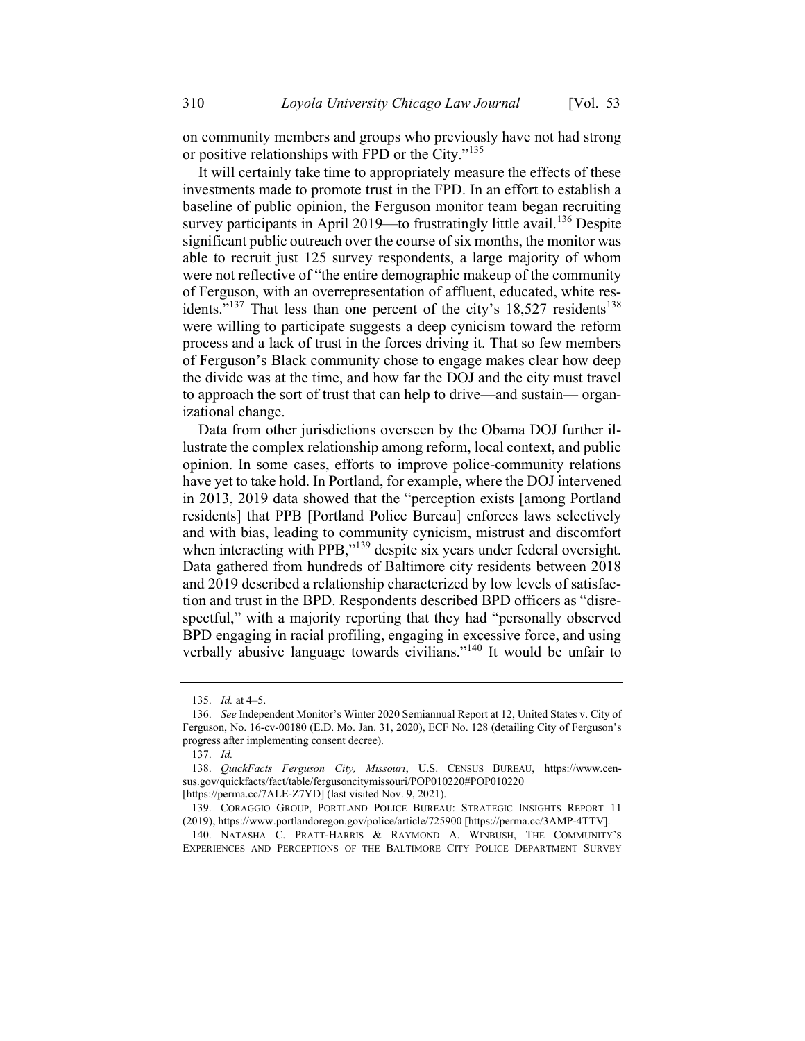on community members and groups who previously have not had strong or positive relationships with FPD or the City."[135]

It will certainly take time to appropriately measure the effects of these investments made to promote trust in the FPD. In an effort to establish a baseline of public opinion, the Ferguson monitor team began recruiting survey participants in April 2019—to frustratingly little avail.[136] Despite significant public outreach over the course of six months, the monitor was able to recruit just 125 survey respondents, a large majority of whom were not reflective of "the entire demographic makeup of the community of Ferguson, with an overrepresentation of affluent, educated, white residents."[137] That less than one percent of the city's 18,527 residents[138] were willing to participate suggests a deep cynicism toward the reform process and a lack of trust in the forces driving it. That so few members of Ferguson's Black community chose to engage makes clear how deep the divide was at the time, and how far the DOJ and the city must travel to approach the sort of trust that can help to drive—and sustain— organizational change.

Data from other jurisdictions overseen by the Obama DOJ further illustrate the complex relationship among reform, local context, and public opinion. In some cases, efforts to improve police-community relations have yet to take hold. In Portland, for example, where the DOJ intervened in 2013, 2019 data showed that the "perception exists [among Portland residents] that PPB [Portland Police Bureau] enforces laws selectively and with bias, leading to community cynicism, mistrust and discomfort when interacting with PPB,"[139] despite six years under federal oversight. Data gathered from hundreds of Baltimore city residents between 2018 and 2019 described a relationship characterized by low levels of satisfaction and trust in the BPD. Respondents described BPD officers as "disrespectful," with a majority reporting that they had "personally observed BPD engaging in racial profiling, engaging in excessive force, and using verbally abusive language towards civilians."[140] It would be unfair to

---

135. *Id.* at 4–5.

136. *See* Independent Monitor's Winter 2020 Semiannual Report at 12, United States v. City of Ferguson, No. 16-cv-00180 (E.D. Mo. Jan. 31, 2020), ECF No. 128 (detailing City of Ferguson's progress after implementing consent decree).

137. *Id.*

138. *QuickFacts Ferguson City, Missouri*, U.S. CENSUS BUREAU, https://www.census.gov/quickfacts/fact/table/fergusoncitymissouri/POP010220#POP010220 [https://perma.cc/7ALE-Z7YD] (last visited Nov. 9, 2021).

139. CORAGGIO GROUP, PORTLAND POLICE BUREAU: STRATEGIC INSIGHTS REPORT 11 (2019), https://www.portlandoregon.gov/police/article/725900 [https://perma.cc/3AMP-4TTV].

140. NATASHA C. PRATT-HARRIS & RAYMOND A. WINBUSH, THE COMMUNITY'S EXPERIENCES AND PERCEPTIONS OF THE BALTIMORE CITY POLICE DEPARTMENT SURVEY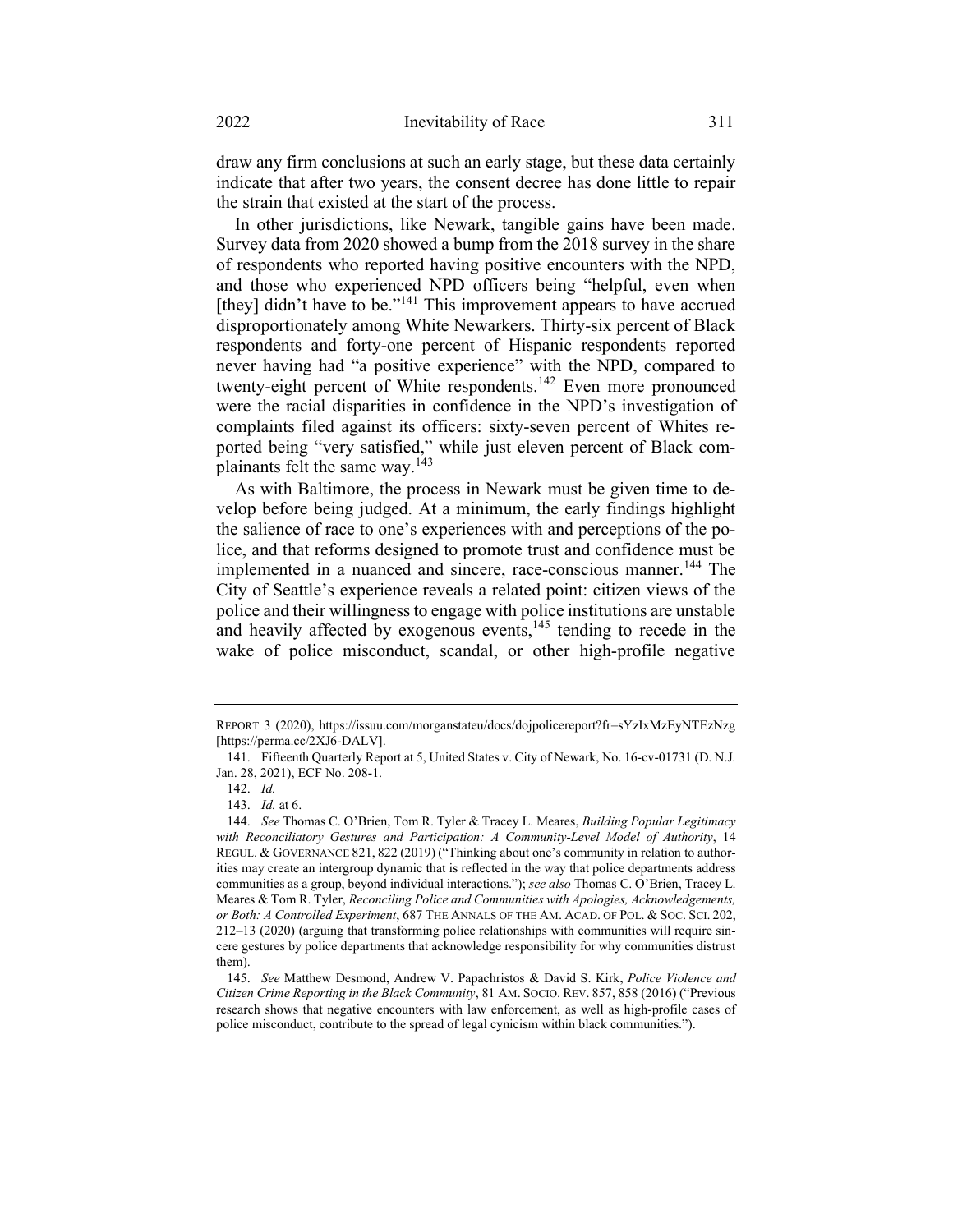draw any firm conclusions at such an early stage, but these data certainly indicate that after two years, the consent decree has done little to repair the strain that existed at the start of the process.

In other jurisdictions, like Newark, tangible gains have been made. Survey data from 2020 showed a bump from the 2018 survey in the share of respondents who reported having positive encounters with the NPD, and those who experienced NPD officers being "helpful, even when [they] didn't have to be."[141] This improvement appears to have accrued disproportionately among White Newarkers. Thirty-six percent of Black respondents and forty-one percent of Hispanic respondents reported never having had "a positive experience" with the NPD, compared to twenty-eight percent of White respondents.[142] Even more pronounced were the racial disparities in confidence in the NPD's investigation of complaints filed against its officers: sixty-seven percent of Whites reported being "very satisfied," while just eleven percent of Black complainants felt the same way.[143]

As with Baltimore, the process in Newark must be given time to develop before being judged. At a minimum, the early findings highlight the salience of race to one's experiences with and perceptions of the police, and that reforms designed to promote trust and confidence must be implemented in a nuanced and sincere, race-conscious manner.[144] The City of Seattle's experience reveals a related point: citizen views of the police and their willingness to engage with police institutions are unstable and heavily affected by exogenous events,[145] tending to recede in the wake of police misconduct, scandal, or other high-profile negative

---

REPORT 3 (2020), https://issuu.com/morganstateu/docs/dojpolicereport?fr=sYzIxMzEyNTEzNzg [https://perma.cc/2XJ6-DALV].

141. Fifteenth Quarterly Report at 5, United States v. City of Newark, No. 16-cv-01731 (D. N.J. Jan. 28, 2021), ECF No. 208-1.

142. *Id.*

143. *Id.* at 6.

144. *See* Thomas C. O'Brien, Tom R. Tyler & Tracey L. Meares, *Building Popular Legitimacy with Reconciliatory Gestures and Participation: A Community-Level Model of Authority*, 14 REGUL. & GOVERNANCE 821, 822 (2019) ("Thinking about one's community in relation to authorities may create an intergroup dynamic that is reflected in the way that police departments address communities as a group, beyond individual interactions."); *see also* Thomas C. O'Brien, Tracey L. Meares & Tom R. Tyler, *Reconciling Police and Communities with Apologies, Acknowledgements, or Both: A Controlled Experiment*, 687 THE ANNALS OF THE AM. ACAD. OF POL. & SOC. SCI. 202, 212–13 (2020) (arguing that transforming police relationships with communities will require sincere gestures by police departments that acknowledge responsibility for why communities distrust them).

145. *See* Matthew Desmond, Andrew V. Papachristos & David S. Kirk, *Police Violence and Citizen Crime Reporting in the Black Community*, 81 AM. SOCIO. REV. 857, 858 (2016) ("Previous research shows that negative encounters with law enforcement, as well as high-profile cases of police misconduct, contribute to the spread of legal cynicism within black communities.").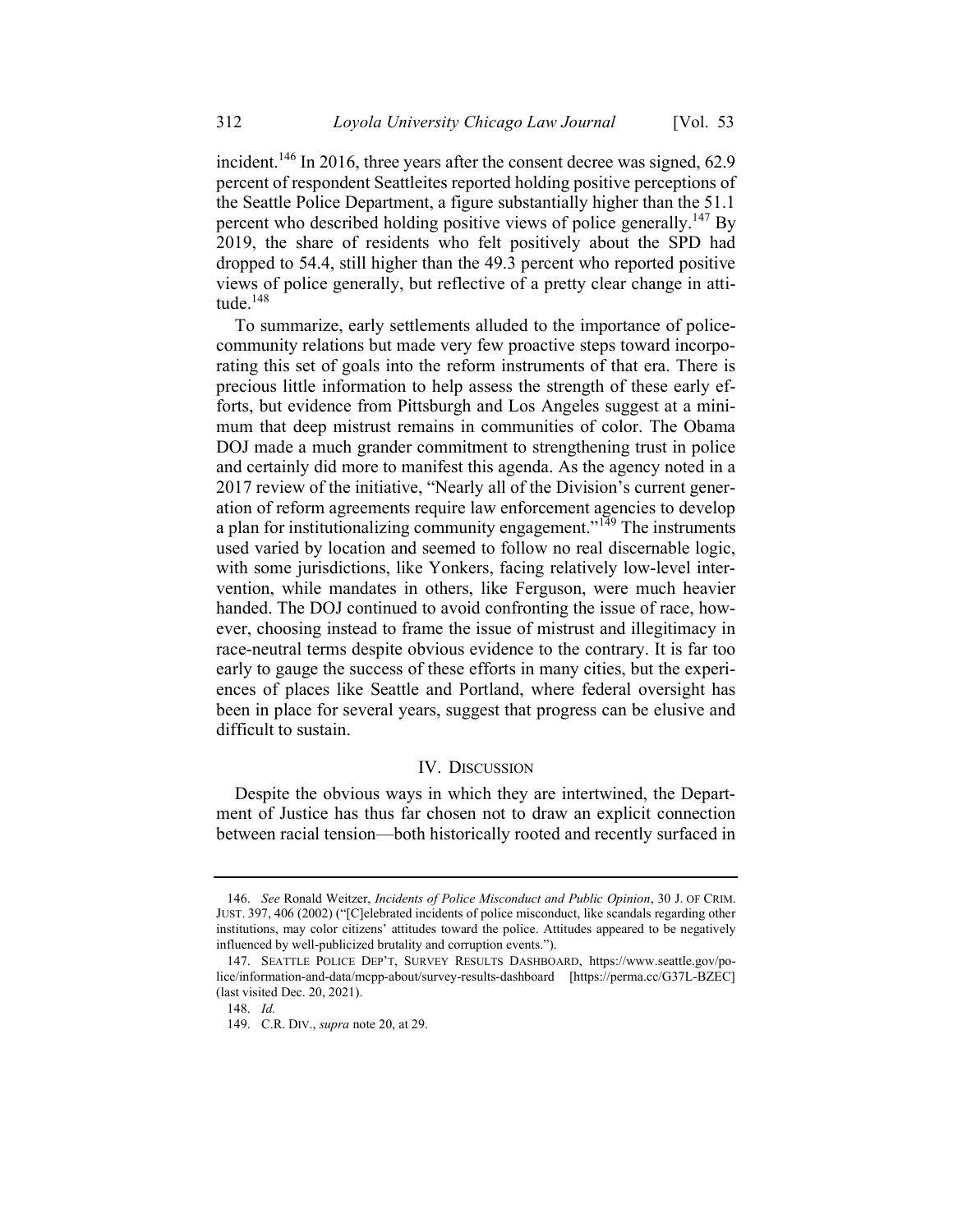incident.[146] In 2016, three years after the consent decree was signed, 62.9 percent of respondent Seattleites reported holding positive perceptions of the Seattle Police Department, a figure substantially higher than the 51.1 percent who described holding positive views of police generally.[147] By 2019, the share of residents who felt positively about the SPD had dropped to 54.4, still higher than the 49.3 percent who reported positive views of police generally, but reflective of a pretty clear change in attitude.[148]

To summarize, early settlements alluded to the importance of police-community relations but made very few proactive steps toward incorporating this set of goals into the reform instruments of that era. There is precious little information to help assess the strength of these early efforts, but evidence from Pittsburgh and Los Angeles suggest at a minimum that deep mistrust remains in communities of color. The Obama DOJ made a much grander commitment to strengthening trust in police and certainly did more to manifest this agenda. As the agency noted in a 2017 review of the initiative, "Nearly all of the Division's current generation of reform agreements require law enforcement agencies to develop a plan for institutionalizing community engagement."[149] The instruments used varied by location and seemed to follow no real discernable logic, with some jurisdictions, like Yonkers, facing relatively low-level intervention, while mandates in others, like Ferguson, were much heavier handed. The DOJ continued to avoid confronting the issue of race, however, choosing instead to frame the issue of mistrust and illegitimacy in race-neutral terms despite obvious evidence to the contrary. It is far too early to gauge the success of these efforts in many cities, but the experiences of places like Seattle and Portland, where federal oversight has been in place for several years, suggest that progress can be elusive and difficult to sustain.

## IV. Discussion

Despite the obvious ways in which they are intertwined, the Department of Justice has thus far chosen not to draw an explicit connection between racial tension—both historically rooted and recently surfaced in

---

146. *See* Ronald Weitzer, *Incidents of Police Misconduct and Public Opinion*, 30 J. OF CRIM. JUST. 397, 406 (2002) ("[C]elebrated incidents of police misconduct, like scandals regarding other institutions, may color citizens' attitudes toward the police. Attitudes appeared to be negatively influenced by well-publicized brutality and corruption events.").

147. SEATTLE POLICE DEP'T, SURVEY RESULTS DASHBOARD, https://www.seattle.gov/police/information-and-data/mcpp-about/survey-results-dashboard [https://perma.cc/G37L-BZEC] (last visited Dec. 20, 2021).

148. *Id.*

149. C.R. DIV., *supra* note 20, at 29.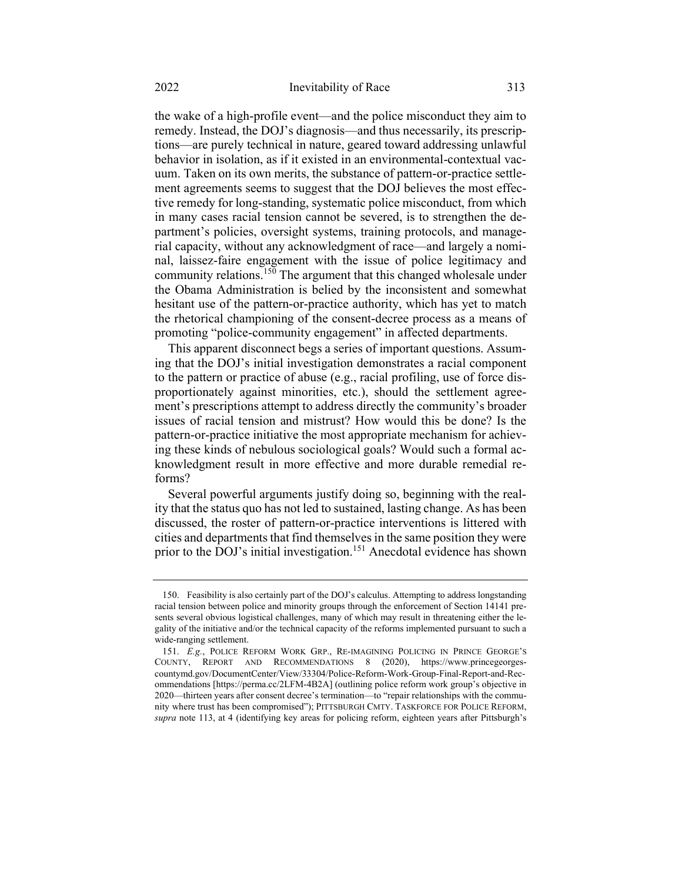the wake of a high-profile event—and the police misconduct they aim to remedy. Instead, the DOJ's diagnosis—and thus necessarily, its prescriptions—are purely technical in nature, geared toward addressing unlawful behavior in isolation, as if it existed in an environmental-contextual vacuum. Taken on its own merits, the substance of pattern-or-practice settlement agreements seems to suggest that the DOJ believes the most effective remedy for long-standing, systematic police misconduct, from which in many cases racial tension cannot be severed, is to strengthen the department's policies, oversight systems, training protocols, and managerial capacity, without any acknowledgment of race—and largely a nominal, laissez-faire engagement with the issue of police legitimacy and community relations.[150] The argument that this changed wholesale under the Obama Administration is belied by the inconsistent and somewhat hesitant use of the pattern-or-practice authority, which has yet to match the rhetorical championing of the consent-decree process as a means of promoting "police-community engagement" in affected departments.

This apparent disconnect begs a series of important questions. Assuming that the DOJ's initial investigation demonstrates a racial component to the pattern or practice of abuse (e.g., racial profiling, use of force disproportionately against minorities, etc.), should the settlement agreement's prescriptions attempt to address directly the community's broader issues of racial tension and mistrust? How would this be done? Is the pattern-or-practice initiative the most appropriate mechanism for achieving these kinds of nebulous sociological goals? Would such a formal acknowledgment result in more effective and more durable remedial reforms?

Several powerful arguments justify doing so, beginning with the reality that the status quo has not led to sustained, lasting change. As has been discussed, the roster of pattern-or-practice interventions is littered with cities and departments that find themselves in the same position they were prior to the DOJ's initial investigation.[151] Anecdotal evidence has shown

---

150. Feasibility is also certainly part of the DOJ's calculus. Attempting to address longstanding racial tension between police and minority groups through the enforcement of Section 14141 presents several obvious logistical challenges, many of which may result in threatening either the legality of the initiative and/or the technical capacity of the reforms implemented pursuant to such a wide-ranging settlement.

151. *E.g.*, POLICE REFORM WORK GRP., RE-IMAGINING POLICING IN PRINCE GEORGE'S COUNTY, REPORT AND RECOMMENDATIONS 8 (2020), https://www.princegeorgescountymd.gov/DocumentCenter/View/33304/Police-Reform-Work-Group-Final-Report-and-Recommendations [https://perma.cc/2LFM-4B2A] (outlining police reform work group's objective in 2020—thirteen years after consent decree's termination—to "repair relationships with the community where trust has been compromised"); PITTSBURGH CMTY. TASKFORCE FOR POLICE REFORM, *supra* note 113, at 4 (identifying key areas for policing reform, eighteen years after Pittsburgh's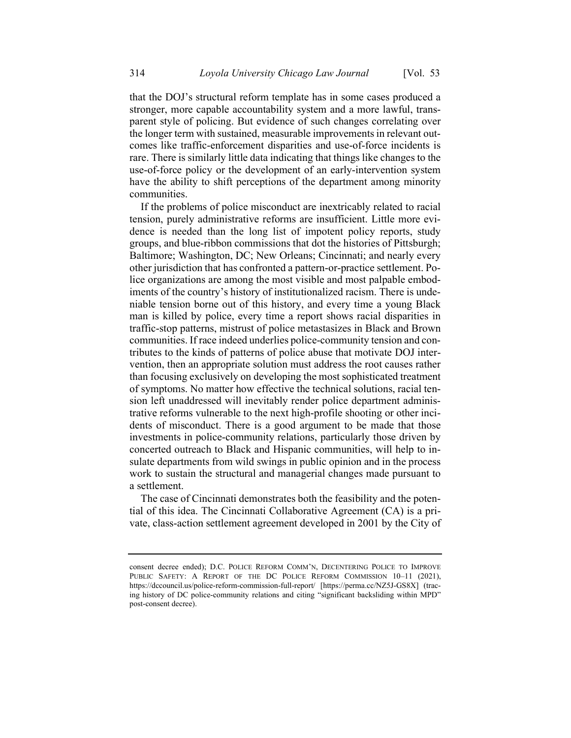that the DOJ's structural reform template has in some cases produced a stronger, more capable accountability system and a more lawful, transparent style of policing. But evidence of such changes correlating over the longer term with sustained, measurable improvements in relevant outcomes like traffic-enforcement disparities and use-of-force incidents is rare. There is similarly little data indicating that things like changes to the use-of-force policy or the development of an early-intervention system have the ability to shift perceptions of the department among minority communities.

If the problems of police misconduct are inextricably related to racial tension, purely administrative reforms are insufficient. Little more evidence is needed than the long list of impotent policy reports, study groups, and blue-ribbon commissions that dot the histories of Pittsburgh; Baltimore; Washington, DC; New Orleans; Cincinnati; and nearly every other jurisdiction that has confronted a pattern-or-practice settlement. Police organizations are among the most visible and most palpable embodiments of the country's history of institutionalized racism. There is undeniable tension borne out of this history, and every time a young Black man is killed by police, every time a report shows racial disparities in traffic-stop patterns, mistrust of police metastasizes in Black and Brown communities. If race indeed underlies police-community tension and contributes to the kinds of patterns of police abuse that motivate DOJ intervention, then an appropriate solution must address the root causes rather than focusing exclusively on developing the most sophisticated treatment of symptoms. No matter how effective the technical solutions, racial tension left unaddressed will inevitably render police department administrative reforms vulnerable to the next high-profile shooting or other incidents of misconduct. There is a good argument to be made that those investments in police-community relations, particularly those driven by concerted outreach to Black and Hispanic communities, will help to insulate departments from wild swings in public opinion and in the process work to sustain the structural and managerial changes made pursuant to a settlement.

The case of Cincinnati demonstrates both the feasibility and the potential of this idea. The Cincinnati Collaborative Agreement (CA) is a private, class-action settlement agreement developed in 2001 by the City of

---

consent decree ended); D.C. POLICE REFORM COMM'N, DECENTERING POLICE TO IMPROVE PUBLIC SAFETY: A REPORT OF THE DC POLICE REFORM COMMISSION 10–11 (2021), https://dccouncil.us/police-reform-commission-full-report/ [https://perma.cc/NZ5J-GS8X] (tracing history of DC police-community relations and citing "significant backsliding within MPD" post-consent decree).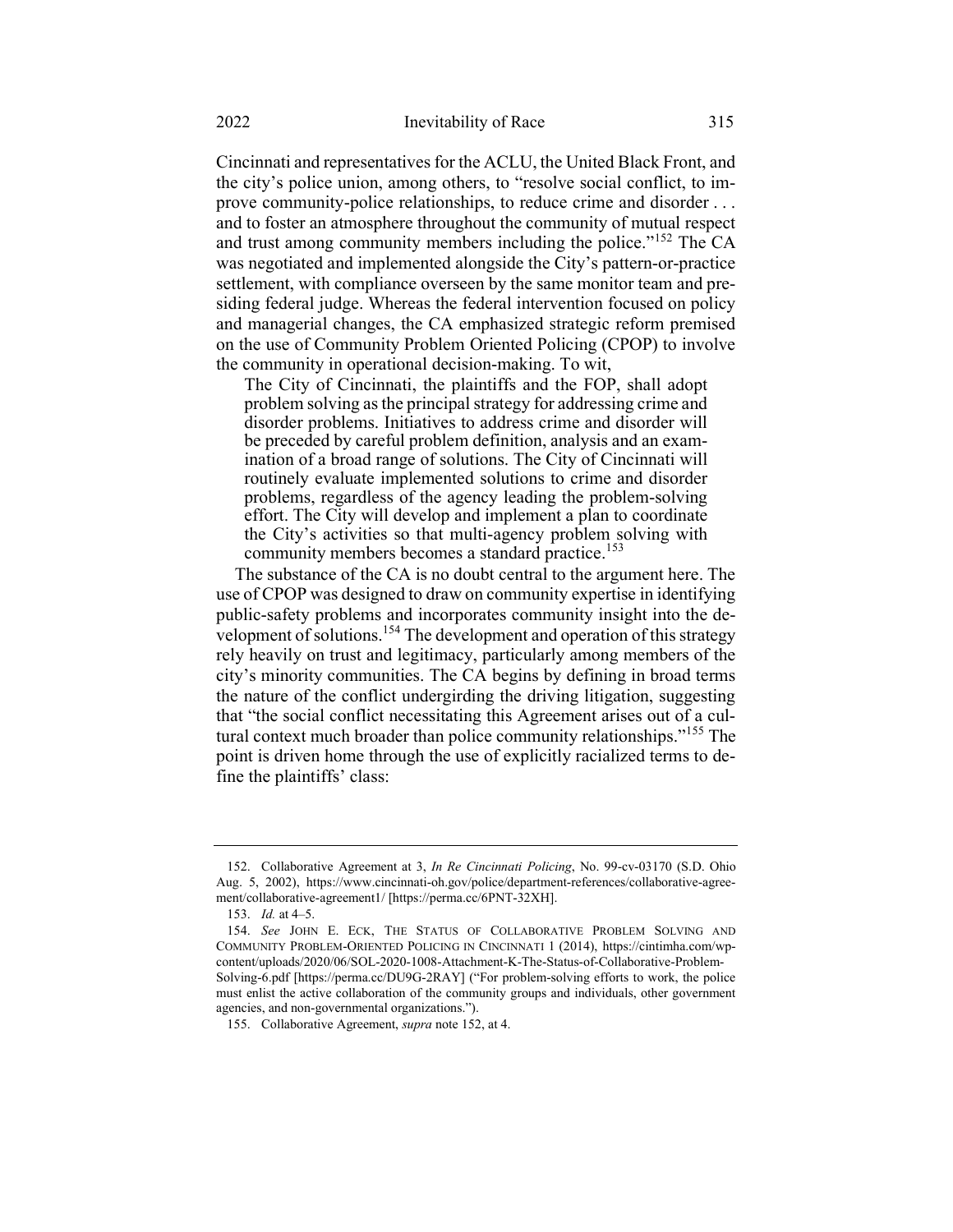Cincinnati and representatives for the ACLU, the United Black Front, and the city's police union, among others, to "resolve social conflict, to improve community-police relationships, to reduce crime and disorder . . . and to foster an atmosphere throughout the community of mutual respect and trust among community members including the police."[152] The CA was negotiated and implemented alongside the City's pattern-or-practice settlement, with compliance overseen by the same monitor team and presiding federal judge. Whereas the federal intervention focused on policy and managerial changes, the CA emphasized strategic reform premised on the use of Community Problem Oriented Policing (CPOP) to involve the community in operational decision-making. To wit,

> The City of Cincinnati, the plaintiffs and the FOP, shall adopt problem solving as the principal strategy for addressing crime and disorder problems. Initiatives to address crime and disorder will be preceded by careful problem definition, analysis and an examination of a broad range of solutions. The City of Cincinnati will routinely evaluate implemented solutions to crime and disorder problems, regardless of the agency leading the problem-solving effort. The City will develop and implement a plan to coordinate the City's activities so that multi-agency problem solving with community members becomes a standard practice.[153]

The substance of the CA is no doubt central to the argument here. The use of CPOP was designed to draw on community expertise in identifying public-safety problems and incorporates community insight into the development of solutions.[154] The development and operation of this strategy rely heavily on trust and legitimacy, particularly among members of the city's minority communities. The CA begins by defining in broad terms the nature of the conflict undergirding the driving litigation, suggesting that "the social conflict necessitating this Agreement arises out of a cultural context much broader than police community relationships."[155] The point is driven home through the use of explicitly racialized terms to define the plaintiffs' class:

---

152. Collaborative Agreement at 3, *In Re Cincinnati Policing*, No. 99-cv-03170 (S.D. Ohio Aug. 5, 2002), https://www.cincinnati-oh.gov/police/department-references/collaborative-agreement/collaborative-agreement1/ [https://perma.cc/6PNT-32XH].

153. *Id.* at 4–5.

154. *See* JOHN E. ECK, THE STATUS OF COLLABORATIVE PROBLEM SOLVING AND COMMUNITY PROBLEM-ORIENTED POLICING IN CINCINNATI 1 (2014), https://cintimha.com/wp-content/uploads/2020/06/SOL-2020-1008-Attachment-K-The-Status-of-Collaborative-Problem-Solving-6.pdf [https://perma.cc/DU9G-2RAY] ("For problem-solving efforts to work, the police must enlist the active collaboration of the community groups and individuals, other government agencies, and non-governmental organizations.").

155. Collaborative Agreement, *supra* note 152, at 4.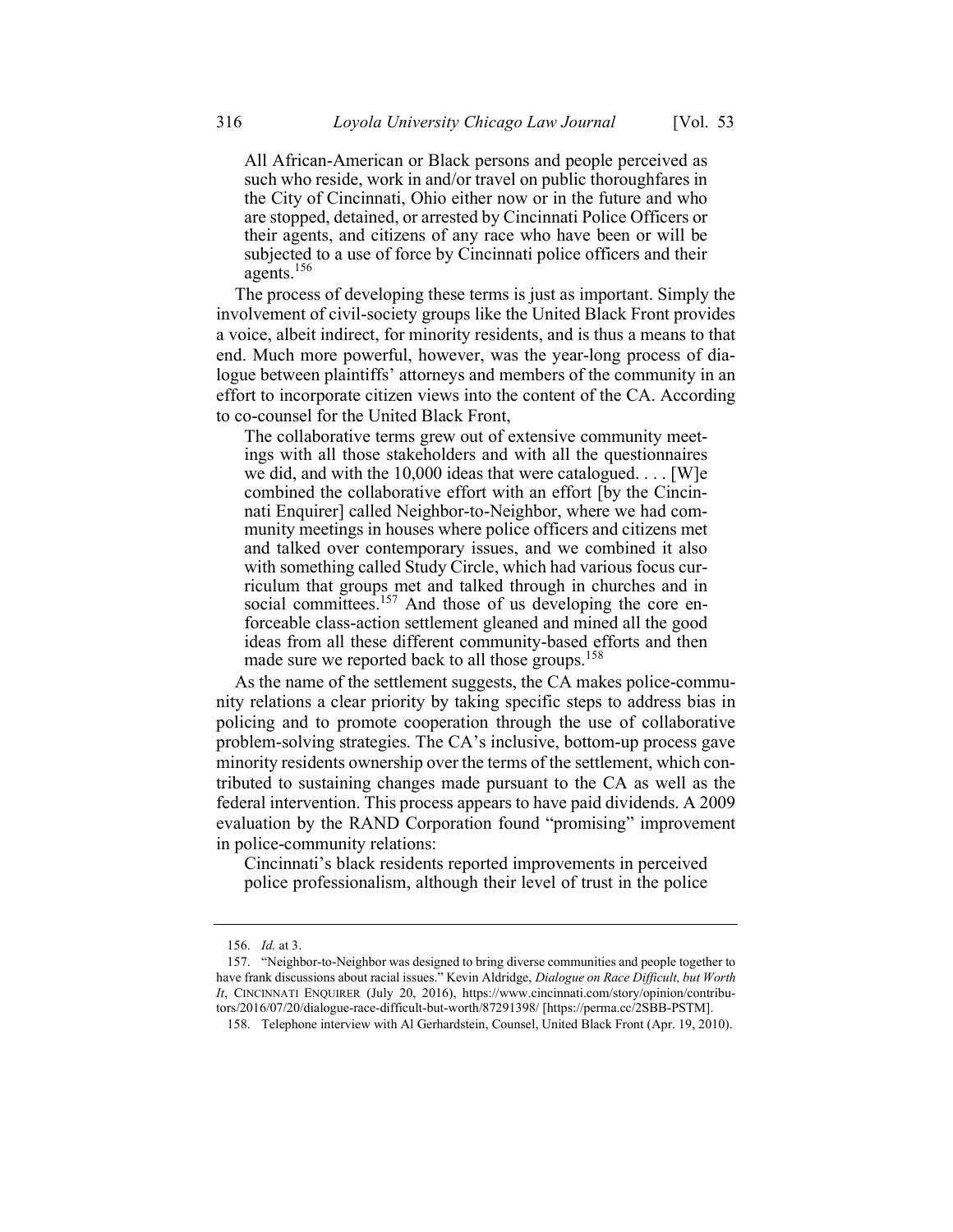> All African-American or Black persons and people perceived as such who reside, work in and/or travel on public thoroughfares in the City of Cincinnati, Ohio either now or in the future and who are stopped, detained, or arrested by Cincinnati Police Officers or their agents, and citizens of any race who have been or will be subjected to a use of force by Cincinnati police officers and their agents.[156]

The process of developing these terms is just as important. Simply the involvement of civil-society groups like the United Black Front provides a voice, albeit indirect, for minority residents, and is thus a means to that end. Much more powerful, however, was the year-long process of dialogue between plaintiffs' attorneys and members of the community in an effort to incorporate citizen views into the content of the CA. According to co-counsel for the United Black Front,

> The collaborative terms grew out of extensive community meetings with all those stakeholders and with all the questionnaires we did, and with the 10,000 ideas that were catalogued. . . . [W]e combined the collaborative effort with an effort [by the Cincinnati Enquirer] called Neighbor-to-Neighbor, where we had community meetings in houses where police officers and citizens met and talked over contemporary issues, and we combined it also with something called Study Circle, which had various focus curriculum that groups met and talked through in churches and in social committees.[157] And those of us developing the core enforceable class-action settlement gleaned and mined all the good ideas from all these different community-based efforts and then made sure we reported back to all those groups.[158]

As the name of the settlement suggests, the CA makes police-community relations a clear priority by taking specific steps to address bias in policing and to promote cooperation through the use of collaborative problem-solving strategies. The CA's inclusive, bottom-up process gave minority residents ownership over the terms of the settlement, which contributed to sustaining changes made pursuant to the CA as well as the federal intervention. This process appears to have paid dividends. A 2009 evaluation by the RAND Corporation found "promising" improvement in police-community relations:

> Cincinnati's black residents reported improvements in perceived police professionalism, although their level of trust in the police

---

156. *Id.* at 3.

157. "Neighbor-to-Neighbor was designed to bring diverse communities and people together to have frank discussions about racial issues." Kevin Aldridge, *Dialogue on Race Difficult, but Worth It*, CINCINNATI ENQUIRER (July 20, 2016), https://www.cincinnati.com/story/opinion/contributors/2016/07/20/dialogue-race-difficult-but-worth/87291398/ [https://perma.cc/2SBB-PSTM].

158. Telephone interview with Al Gerhardstein, Counsel, United Black Front (Apr. 19, 2010).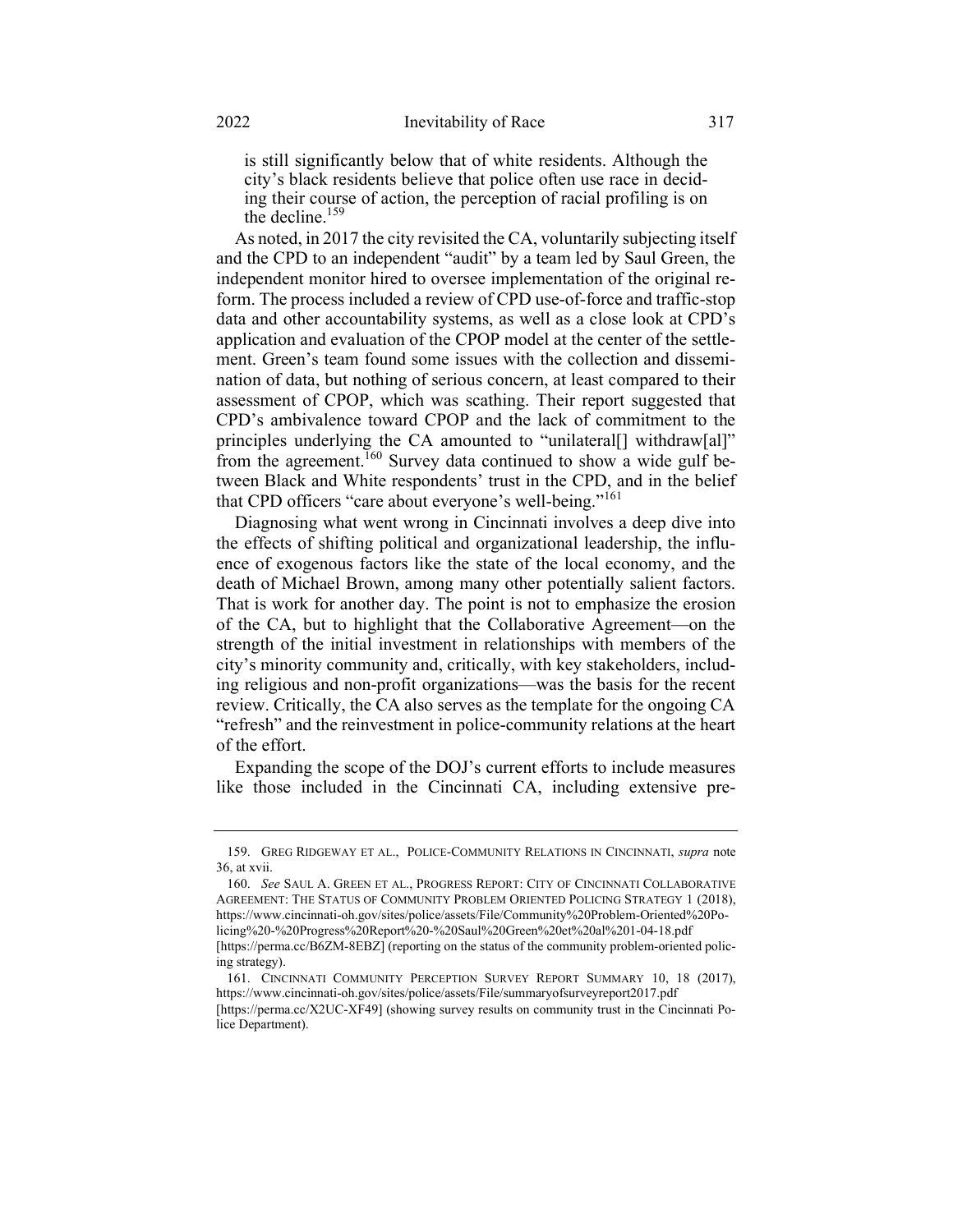is still significantly below that of white residents. Although the city's black residents believe that police often use race in deciding their course of action, the perception of racial profiling is on the decline.[159]

As noted, in 2017 the city revisited the CA, voluntarily subjecting itself and the CPD to an independent "audit" by a team led by Saul Green, the independent monitor hired to oversee implementation of the original reform. The process included a review of CPD use-of-force and traffic-stop data and other accountability systems, as well as a close look at CPD's application and evaluation of the CPOP model at the center of the settlement. Green's team found some issues with the collection and dissemination of data, but nothing of serious concern, at least compared to their assessment of CPOP, which was scathing. Their report suggested that CPD's ambivalence toward CPOP and the lack of commitment to the principles underlying the CA amounted to "unilateral[] withdraw[al]" from the agreement.[160] Survey data continued to show a wide gulf between Black and White respondents' trust in the CPD, and in the belief that CPD officers "care about everyone's well-being."[161]

Diagnosing what went wrong in Cincinnati involves a deep dive into the effects of shifting political and organizational leadership, the influence of exogenous factors like the state of the local economy, and the death of Michael Brown, among many other potentially salient factors. That is work for another day. The point is not to emphasize the erosion of the CA, but to highlight that the Collaborative Agreement—on the strength of the initial investment in relationships with members of the city's minority community and, critically, with key stakeholders, including religious and non-profit organizations—was the basis for the recent review. Critically, the CA also serves as the template for the ongoing CA "refresh" and the reinvestment in police-community relations at the heart of the effort.

Expanding the scope of the DOJ's current efforts to include measures like those included in the Cincinnati CA, including extensive pre-

---

159. Greg Ridgeway et al., Police-Community Relations in Cincinnati, *supra* note 36, at xvii.

160. *See* Saul A. Green et al., Progress Report: City of Cincinnati Collaborative Agreement: The Status of Community Problem Oriented Policing Strategy 1 (2018), https://www.cincinnati-oh.gov/sites/police/assets/File/Community%20Problem-Oriented%20Policing%20-%20Progress%20Report%20-%20Saul%20Green%20et%20al%201-04-18.pdf [https://perma.cc/B6ZM-8EBZ] (reporting on the status of the community problem-oriented policing strategy).

161. Cincinnati Community Perception Survey Report Summary 10, 18 (2017), https://www.cincinnati-oh.gov/sites/police/assets/File/summaryofsurveyreport2017.pdf [https://perma.cc/X2UC-XF49] (showing survey results on community trust in the Cincinnati Police Department).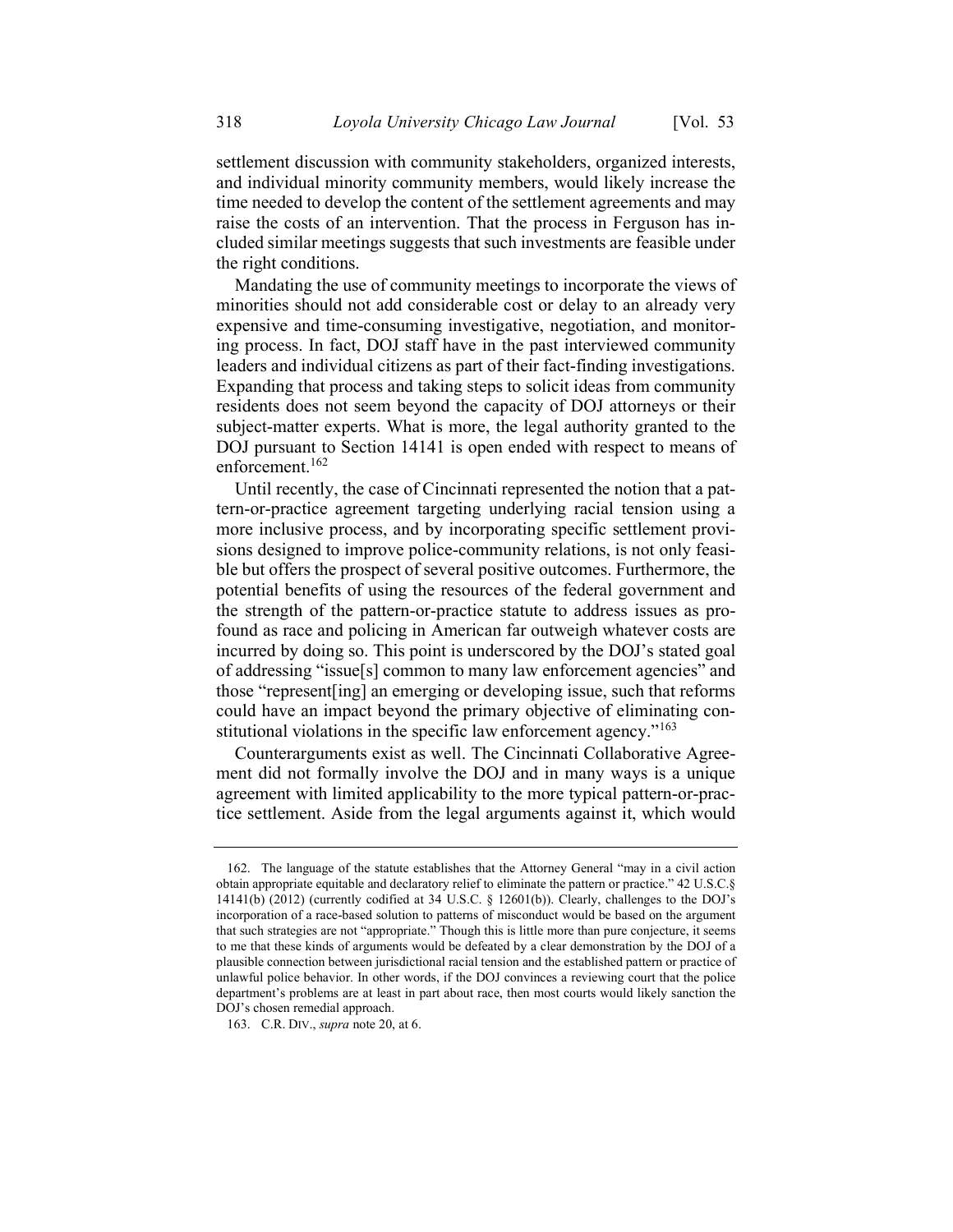settlement discussion with community stakeholders, organized interests, and individual minority community members, would likely increase the time needed to develop the content of the settlement agreements and may raise the costs of an intervention. That the process in Ferguson has included similar meetings suggests that such investments are feasible under the right conditions.

Mandating the use of community meetings to incorporate the views of minorities should not add considerable cost or delay to an already very expensive and time-consuming investigative, negotiation, and monitoring process. In fact, DOJ staff have in the past interviewed community leaders and individual citizens as part of their fact-finding investigations. Expanding that process and taking steps to solicit ideas from community residents does not seem beyond the capacity of DOJ attorneys or their subject-matter experts. What is more, the legal authority granted to the DOJ pursuant to Section 14141 is open ended with respect to means of enforcement.[162]

Until recently, the case of Cincinnati represented the notion that a pattern-or-practice agreement targeting underlying racial tension using a more inclusive process, and by incorporating specific settlement provisions designed to improve police-community relations, is not only feasible but offers the prospect of several positive outcomes. Furthermore, the potential benefits of using the resources of the federal government and the strength of the pattern-or-practice statute to address issues as profound as race and policing in American far outweigh whatever costs are incurred by doing so. This point is underscored by the DOJ's stated goal of addressing "issue[s] common to many law enforcement agencies" and those "represent[ing] an emerging or developing issue, such that reforms could have an impact beyond the primary objective of eliminating constitutional violations in the specific law enforcement agency."[163]

Counterarguments exist as well. The Cincinnati Collaborative Agreement did not formally involve the DOJ and in many ways is a unique agreement with limited applicability to the more typical pattern-or-practice settlement. Aside from the legal arguments against it, which would

---

162. The language of the statute establishes that the Attorney General "may in a civil action obtain appropriate equitable and declaratory relief to eliminate the pattern or practice." 42 U.S.C.§ 14141(b) (2012) (currently codified at 34 U.S.C. § 12601(b)). Clearly, challenges to the DOJ's incorporation of a race-based solution to patterns of misconduct would be based on the argument that such strategies are not "appropriate." Though this is little more than pure conjecture, it seems to me that these kinds of arguments would be defeated by a clear demonstration by the DOJ of a plausible connection between jurisdictional racial tension and the established pattern or practice of unlawful police behavior. In other words, if the DOJ convinces a reviewing court that the police department's problems are at least in part about race, then most courts would likely sanction the DOJ's chosen remedial approach.

163. C.R. DIV., *supra* note 20, at 6.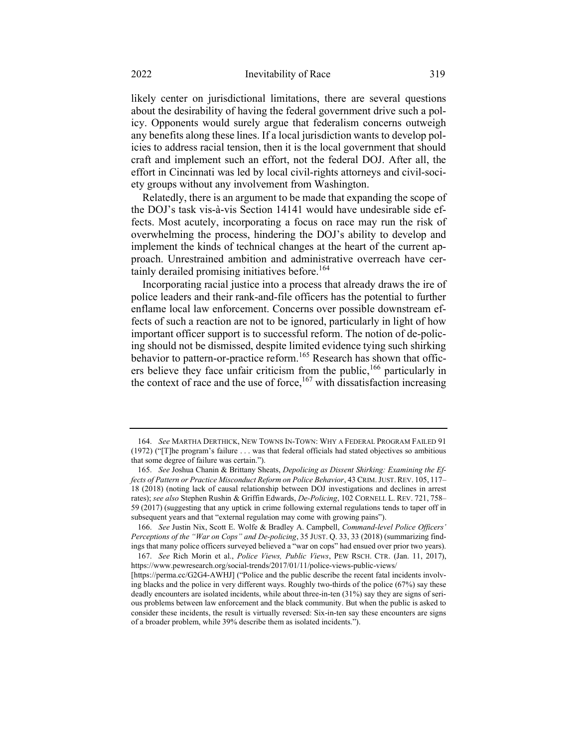likely center on jurisdictional limitations, there are several questions about the desirability of having the federal government drive such a policy. Opponents would surely argue that federalism concerns outweigh any benefits along these lines. If a local jurisdiction wants to develop policies to address racial tension, then it is the local government that should craft and implement such an effort, not the federal DOJ. After all, the effort in Cincinnati was led by local civil-rights attorneys and civil-society groups without any involvement from Washington.

Relatedly, there is an argument to be made that expanding the scope of the DOJ's task vis-à-vis Section 14141 would have undesirable side effects. Most acutely, incorporating a focus on race may run the risk of overwhelming the process, hindering the DOJ's ability to develop and implement the kinds of technical changes at the heart of the current approach. Unrestrained ambition and administrative overreach have certainly derailed promising initiatives before.[164]

Incorporating racial justice into a process that already draws the ire of police leaders and their rank-and-file officers has the potential to further enflame local law enforcement. Concerns over possible downstream effects of such a reaction are not to be ignored, particularly in light of how important officer support is to successful reform. The notion of de-policing should not be dismissed, despite limited evidence tying such shirking behavior to pattern-or-practice reform.[165] Research has shown that officers believe they face unfair criticism from the public,[166] particularly in the context of race and the use of force,[167] with dissatisfaction increasing

---

164. *See* MARTHA DERTHICK, NEW TOWNS IN-TOWN: WHY A FEDERAL PROGRAM FAILED 91 (1972) ("[T]he program's failure . . . was that federal officials had stated objectives so ambitious that some degree of failure was certain.").

165. *See* Joshua Chanin & Brittany Sheats, *Depolicing as Dissent Shirking: Examining the Effects of Pattern or Practice Misconduct Reform on Police Behavior*, 43 CRIM. JUST. REV. 105, 117–18 (2018) (noting lack of causal relationship between DOJ investigations and declines in arrest rates); *see also* Stephen Rushin & Griffin Edwards, *De-Policing*, 102 CORNELL L. REV. 721, 758–59 (2017) (suggesting that any uptick in crime following external regulations tends to taper off in subsequent years and that "external regulation may come with growing pains").

166. *See* Justin Nix, Scott E. Wolfe & Bradley A. Campbell, *Command-level Police Officers' Perceptions of the "War on Cops" and De-policing*, 35 JUST. Q. 33, 33 (2018) (summarizing findings that many police officers surveyed believed a "war on cops" had ensued over prior two years).

167. *See* Rich Morin et al., *Police Views, Public Views*, PEW RSCH. CTR. (Jan. 11, 2017), https://www.pewresearch.org/social-trends/2017/01/11/police-views-public-views/ [https://perma.cc/G2G4-AWHJ] ("Police and the public describe the recent fatal incidents involving blacks and the police in very different ways. Roughly two-thirds of the police (67%) say these deadly encounters are isolated incidents, while about three-in-ten (31%) say they are signs of serious problems between law enforcement and the black community. But when the public is asked to consider these incidents, the result is virtually reversed: Six-in-ten say these encounters are signs of a broader problem, while 39% describe them as isolated incidents.").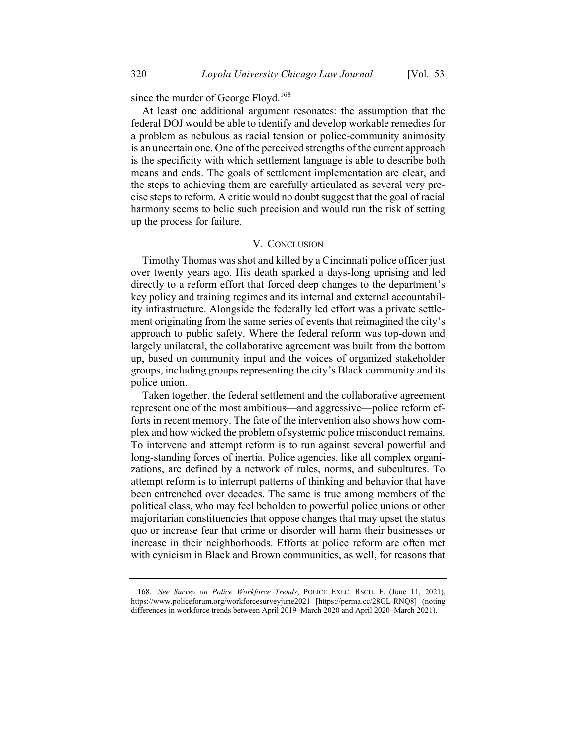since the murder of George Floyd.[168]

At least one additional argument resonates: the assumption that the federal DOJ would be able to identify and develop workable remedies for a problem as nebulous as racial tension or police-community animosity is an uncertain one. One of the perceived strengths of the current approach is the specificity with which settlement language is able to describe both means and ends. The goals of settlement implementation are clear, and the steps to achieving them are carefully articulated as several very precise steps to reform. A critic would no doubt suggest that the goal of racial harmony seems to belie such precision and would run the risk of setting up the process for failure.

## V. Conclusion

Timothy Thomas was shot and killed by a Cincinnati police officer just over twenty years ago. His death sparked a days-long uprising and led directly to a reform effort that forced deep changes to the department's key policy and training regimes and its internal and external accountability infrastructure. Alongside the federally led effort was a private settlement originating from the same series of events that reimagined the city's approach to public safety. Where the federal reform was top-down and largely unilateral, the collaborative agreement was built from the bottom up, based on community input and the voices of organized stakeholder groups, including groups representing the city's Black community and its police union.

Taken together, the federal settlement and the collaborative agreement represent one of the most ambitious—and aggressive—police reform efforts in recent memory. The fate of the intervention also shows how complex and how wicked the problem of systemic police misconduct remains. To intervene and attempt reform is to run against several powerful and long-standing forces of inertia. Police agencies, like all complex organizations, are defined by a network of rules, norms, and subcultures. To attempt reform is to interrupt patterns of thinking and behavior that have been entrenched over decades. The same is true among members of the political class, who may feel beholden to powerful police unions or other majoritarian constituencies that oppose changes that may upset the status quo or increase fear that crime or disorder will harm their businesses or increase in their neighborhoods. Efforts at police reform are often met with cynicism in Black and Brown communities, as well, for reasons that

---

168. *See Survey on Police Workforce Trends*, POLICE EXEC. RSCH. F. (June 11, 2021), https://www.policeforum.org/workforcesurveyjune2021 [https://perma.cc/28GL-RNQ8] (noting differences in workforce trends between April 2019–March 2020 and April 2020–March 2021).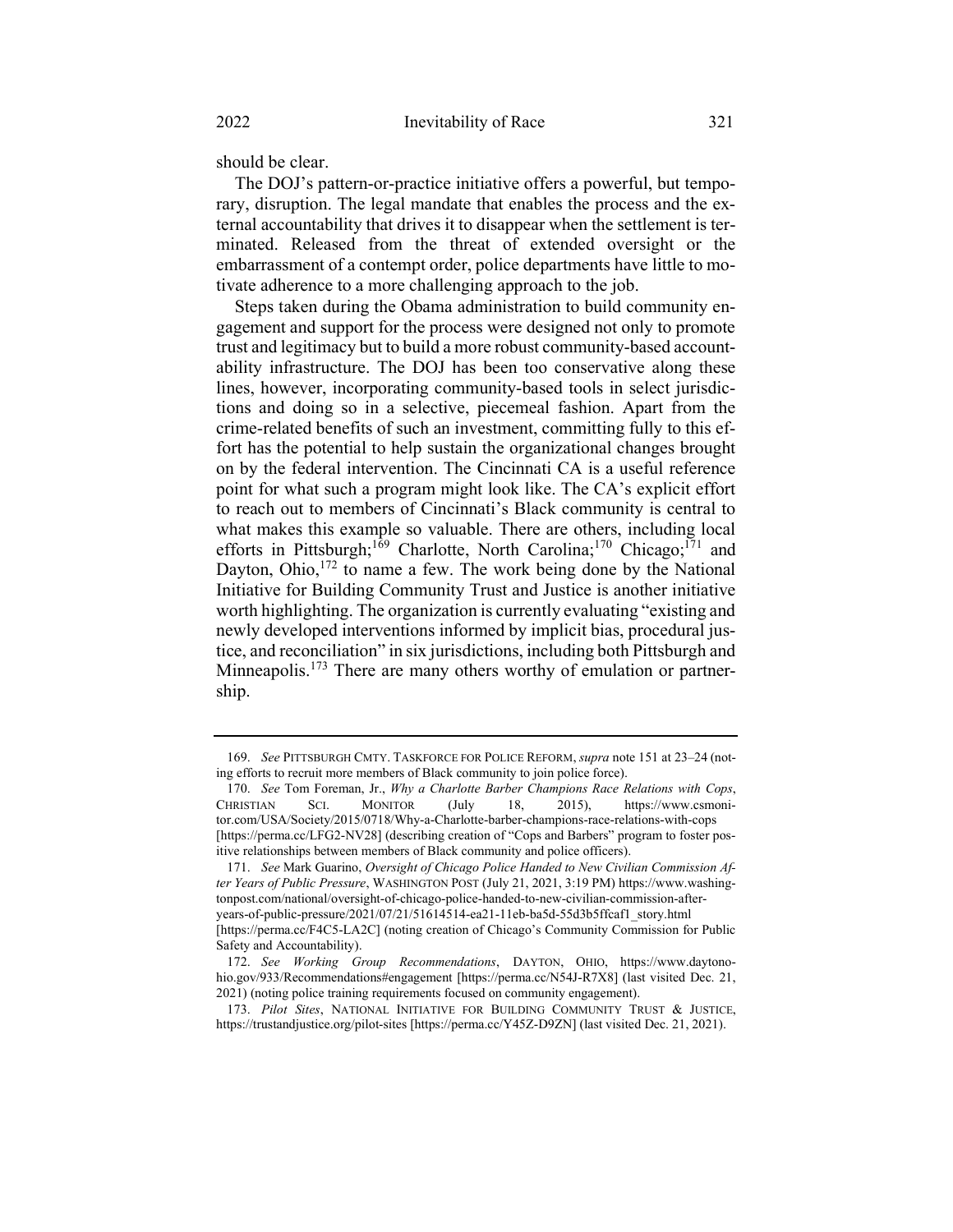should be clear.

The DOJ's pattern-or-practice initiative offers a powerful, but temporary, disruption. The legal mandate that enables the process and the external accountability that drives it to disappear when the settlement is terminated. Released from the threat of extended oversight or the embarrassment of a contempt order, police departments have little to motivate adherence to a more challenging approach to the job.

Steps taken during the Obama administration to build community engagement and support for the process were designed not only to promote trust and legitimacy but to build a more robust community-based accountability infrastructure. The DOJ has been too conservative along these lines, however, incorporating community-based tools in select jurisdictions and doing so in a selective, piecemeal fashion. Apart from the crime-related benefits of such an investment, committing fully to this effort has the potential to help sustain the organizational changes brought on by the federal intervention. The Cincinnati CA is a useful reference point for what such a program might look like. The CA's explicit effort to reach out to members of Cincinnati's Black community is central to what makes this example so valuable. There are others, including local efforts in Pittsburgh;[169] Charlotte, North Carolina;[170] Chicago;[171] and Dayton, Ohio,[172] to name a few. The work being done by the National Initiative for Building Community Trust and Justice is another initiative worth highlighting. The organization is currently evaluating "existing and newly developed interventions informed by implicit bias, procedural justice, and reconciliation" in six jurisdictions, including both Pittsburgh and Minneapolis.[173] There are many others worthy of emulation or partnership.

---

169. *See* PITTSBURGH CMTY. TASKFORCE FOR POLICE REFORM, *supra* note 151 at 23–24 (noting efforts to recruit more members of Black community to join police force).

170. *See* Tom Foreman, Jr., *Why a Charlotte Barber Champions Race Relations with Cops*, CHRISTIAN SCI. MONITOR (July 18, 2015), https://www.csmonitor.com/USA/Society/2015/0718/Why-a-Charlotte-barber-champions-race-relations-with-cops [https://perma.cc/LFG2-NV28] (describing creation of "Cops and Barbers" program to foster positive relationships between members of Black community and police officers).

171. *See* Mark Guarino, *Oversight of Chicago Police Handed to New Civilian Commission After Years of Public Pressure*, WASHINGTON POST (July 21, 2021, 3:19 PM) https://www.washingtonpost.com/national/oversight-of-chicago-police-handed-to-new-civilian-commission-after-years-of-public-pressure/2021/07/21/51614514-ea21-11eb-ba5d-55d3b5ffcaf1_story.html [https://perma.cc/F4C5-LA2C] (noting creation of Chicago's Community Commission for Public Safety and Accountability).

172. *See Working Group Recommendations*, DAYTON, OHIO, https://www.daytonohio.gov/933/Recommendations#engagement [https://perma.cc/N54J-R7X8] (last visited Dec. 21, 2021) (noting police training requirements focused on community engagement).

173. *Pilot Sites*, NATIONAL INITIATIVE FOR BUILDING COMMUNITY TRUST & JUSTICE, https://trustandjustice.org/pilot-sites [https://perma.cc/Y45Z-D9ZN] (last visited Dec. 21, 2021).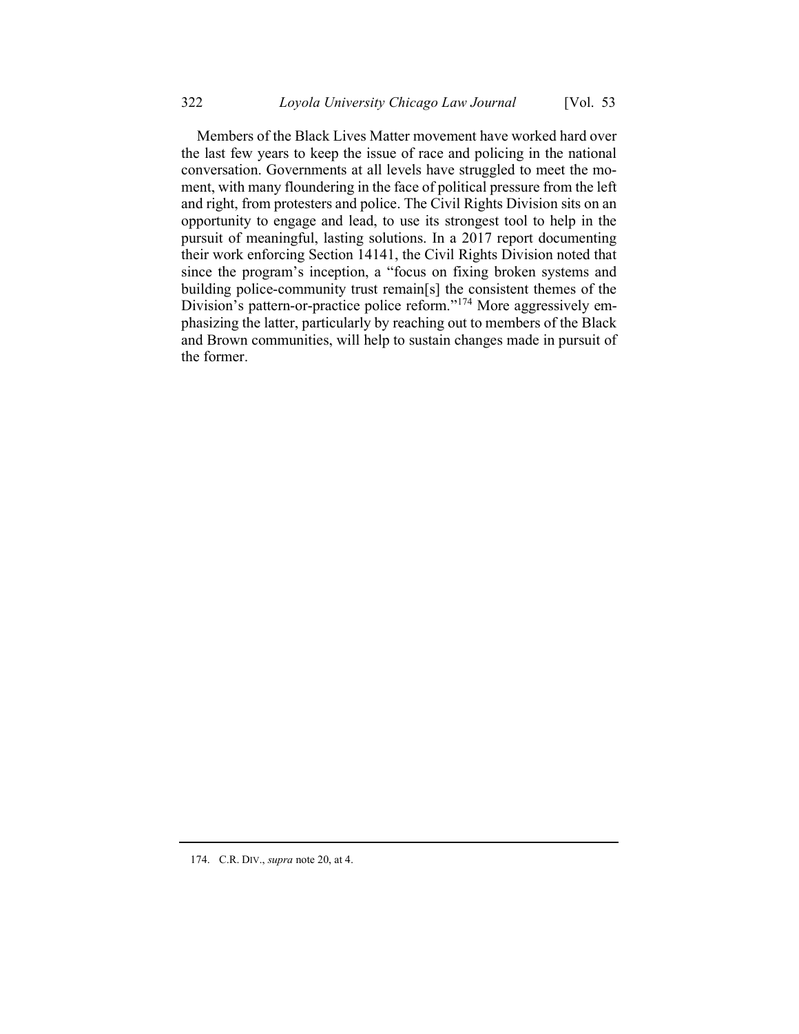Members of the Black Lives Matter movement have worked hard over the last few years to keep the issue of race and policing in the national conversation. Governments at all levels have struggled to meet the moment, with many floundering in the face of political pressure from the left and right, from protesters and police. The Civil Rights Division sits on an opportunity to engage and lead, to use its strongest tool to help in the pursuit of meaningful, lasting solutions. In a 2017 report documenting their work enforcing Section 14141, the Civil Rights Division noted that since the program's inception, a "focus on fixing broken systems and building police-community trust remain[s] the consistent themes of the Division's pattern-or-practice police reform."[174] More aggressively emphasizing the latter, particularly by reaching out to members of the Black and Brown communities, will help to sustain changes made in pursuit of the former.

---

174. C.R. DIV., *supra* note 20, at 4.